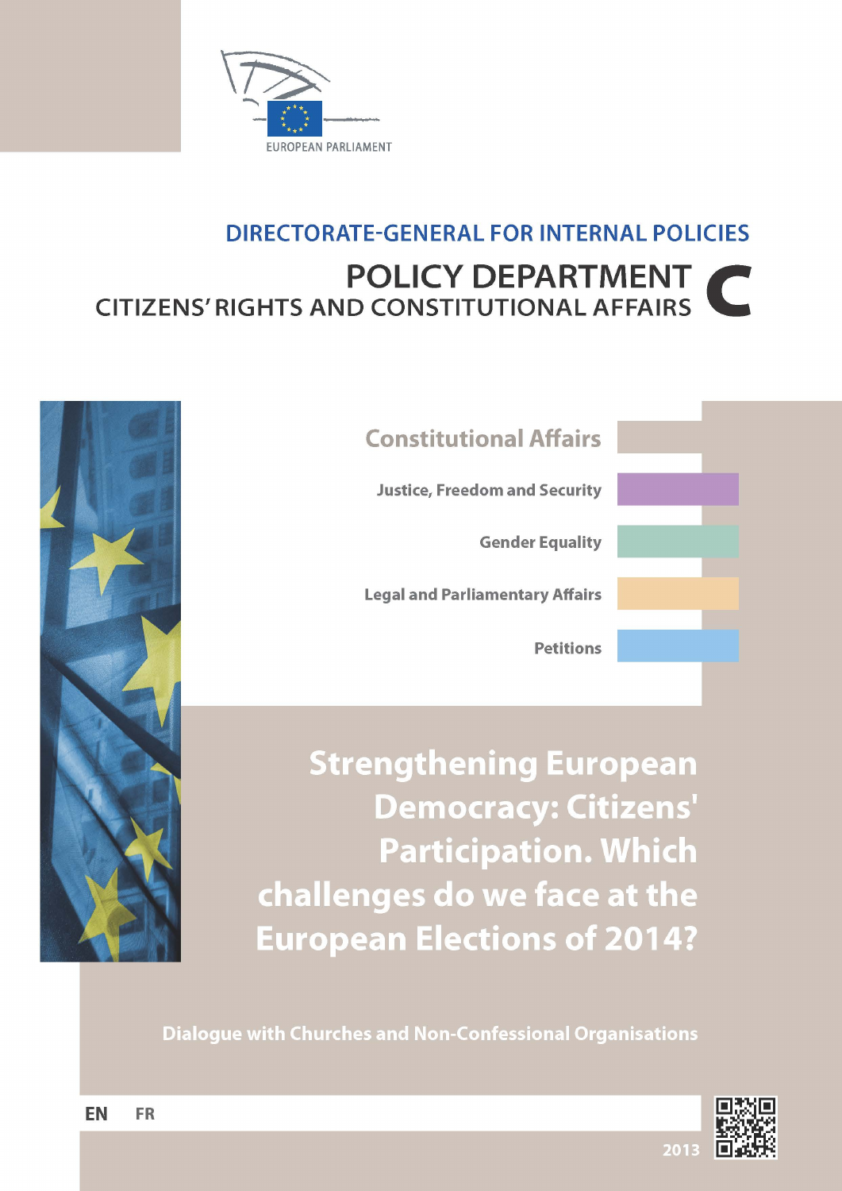EUROPEAN PARLIAMENT

**DIRECTORATE-GENERAL FOR INTERNAL POLICIES**

**POLICY DEPARTMENT C**
**CITIZENS' RIGHTS AND CONSTITUTIONAL AFFAIRS**

**Constitutional Affairs**

**Justice, Freedom and Security**

**Gender Equality**

**Legal and Parliamentary Affairs**

**Petitions**

# Strengthening European Democracy: Citizens' Participation. Which challenges do we face at the European Elections of 2014?

**Dialogue with Churches and Non-Confessional Organisations**

**EN** FR

2013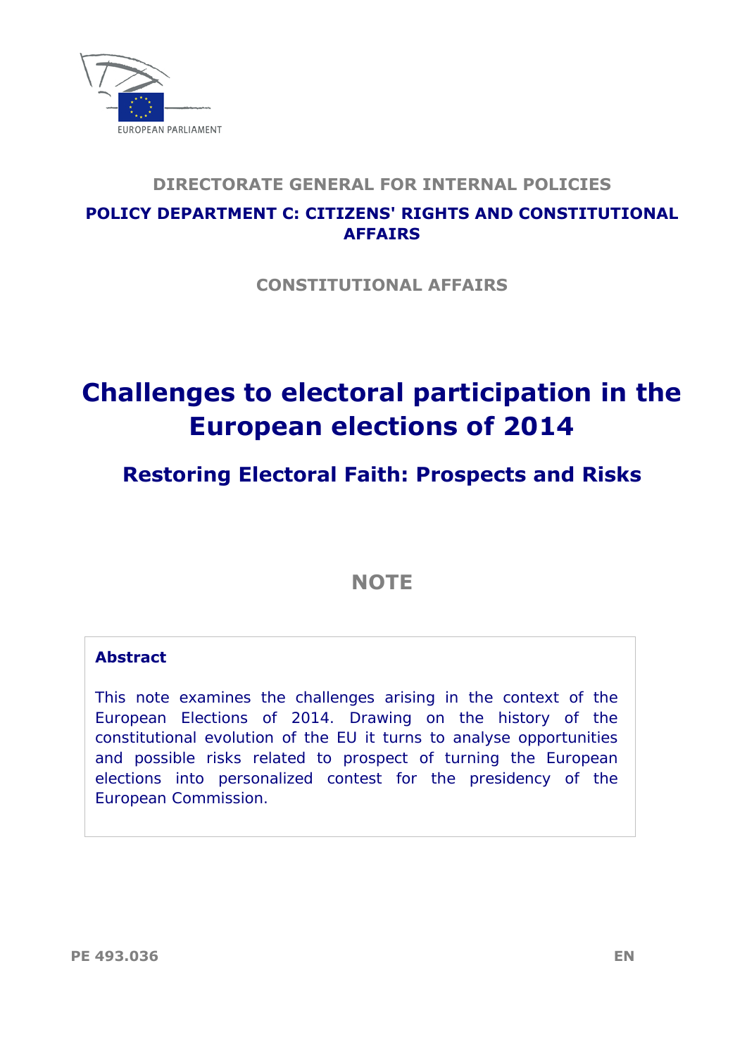DIRECTORATE GENERAL FOR INTERNAL POLICIES

POLICY DEPARTMENT C: CITIZENS' RIGHTS AND CONSTITUTIONAL AFFAIRS

CONSTITUTIONAL AFFAIRS

# Challenges to electoral participation in the European elections of 2014

## Restoring Electoral Faith: Prospects and Risks

NOTE

**Abstract**

This note examines the challenges arising in the context of the European Elections of 2014. Drawing on the history of the constitutional evolution of the EU it turns to analyse opportunities and possible risks related to prospect of turning the European elections into personalized contest for the presidency of the European Commission.

PE 493.036 EN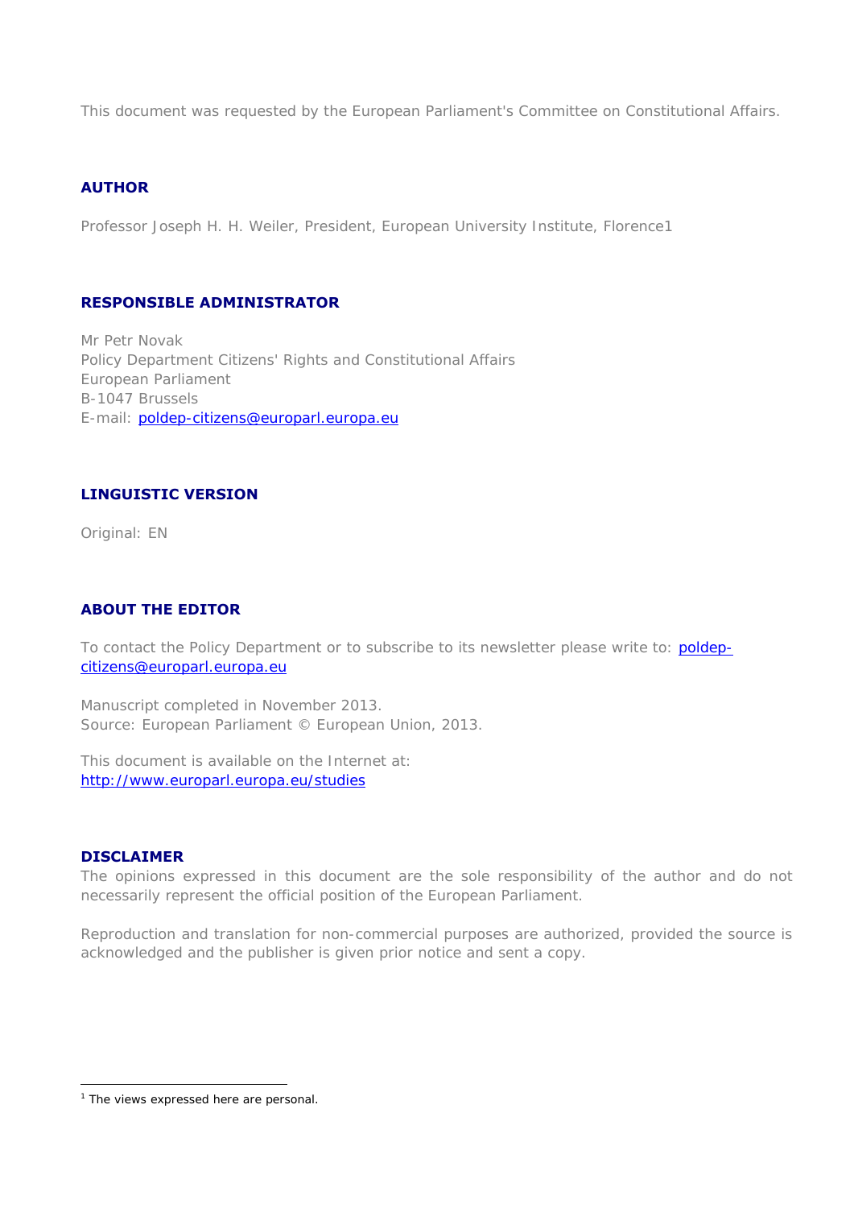This document was requested by the European Parliament's Committee on Constitutional Affairs.

**AUTHOR**

Professor Joseph H. H. Weiler, President, European University Institute, Florence[1]

**RESPONSIBLE ADMINISTRATOR**

Mr Petr Novak
Policy Department Citizens' Rights and Constitutional Affairs
European Parliament
B-1047 Brussels
E-mail: poldep-citizens@europarl.europa.eu

**LINGUISTIC VERSION**

Original: EN

**ABOUT THE EDITOR**

To contact the Policy Department or to subscribe to its newsletter please write to: poldep-citizens@europarl.europa.eu

Manuscript completed in November 2013.
Source: European Parliament © European Union, 2013.

This document is available on the Internet at:
http://www.europarl.europa.eu/studies

**DISCLAIMER**

The opinions expressed in this document are the sole responsibility of the author and do not necessarily represent the official position of the European Parliament.

Reproduction and translation for non-commercial purposes are authorized, provided the source is acknowledged and the publisher is given prior notice and sent a copy.

---

[1] The views expressed here are personal.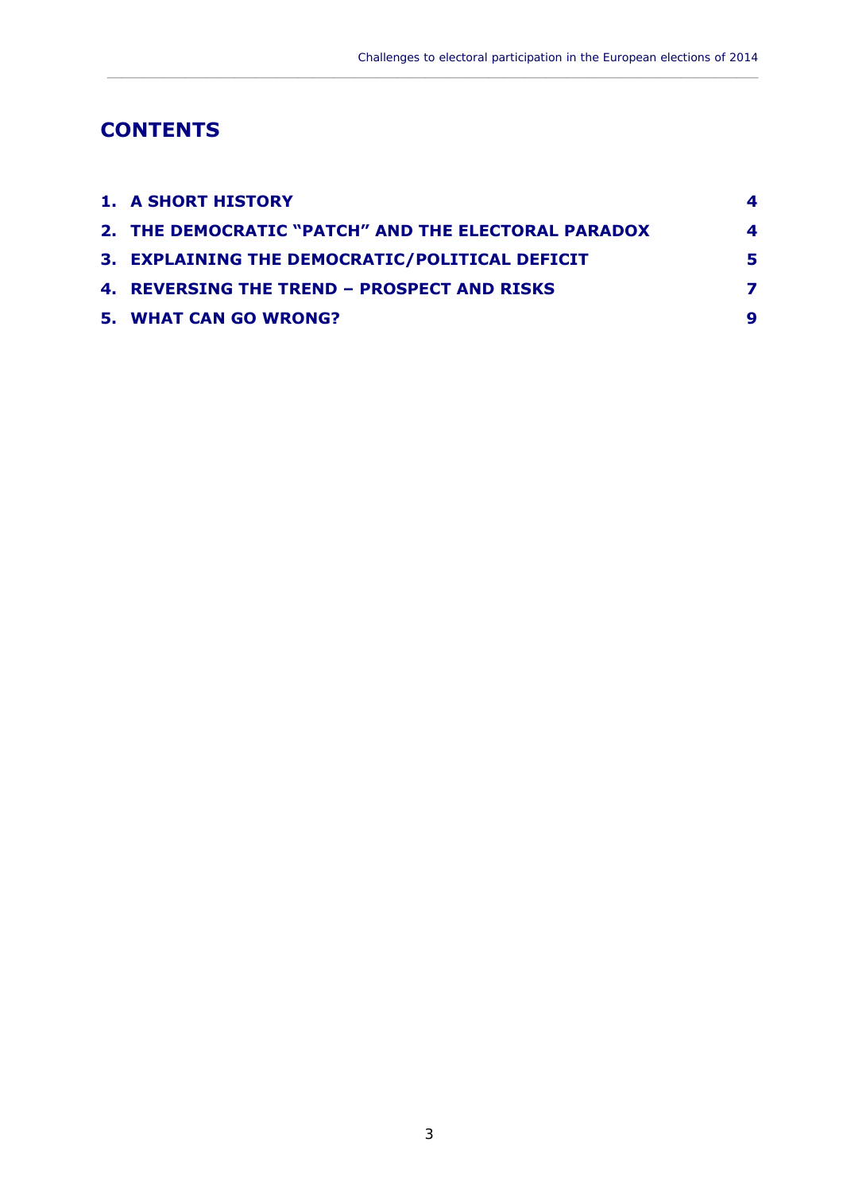# CONTENTS

| | |
|---|---|
| **1. A SHORT HISTORY** | **4** |
| **2. THE DEMOCRATIC "PATCH" AND THE ELECTORAL PARADOX** | **4** |
| **3. EXPLAINING THE DEMOCRATIC/POLITICAL DEFICIT** | **5** |
| **4. REVERSING THE TREND – PROSPECT AND RISKS** | **7** |
| **5. WHAT CAN GO WRONG?** | **9** |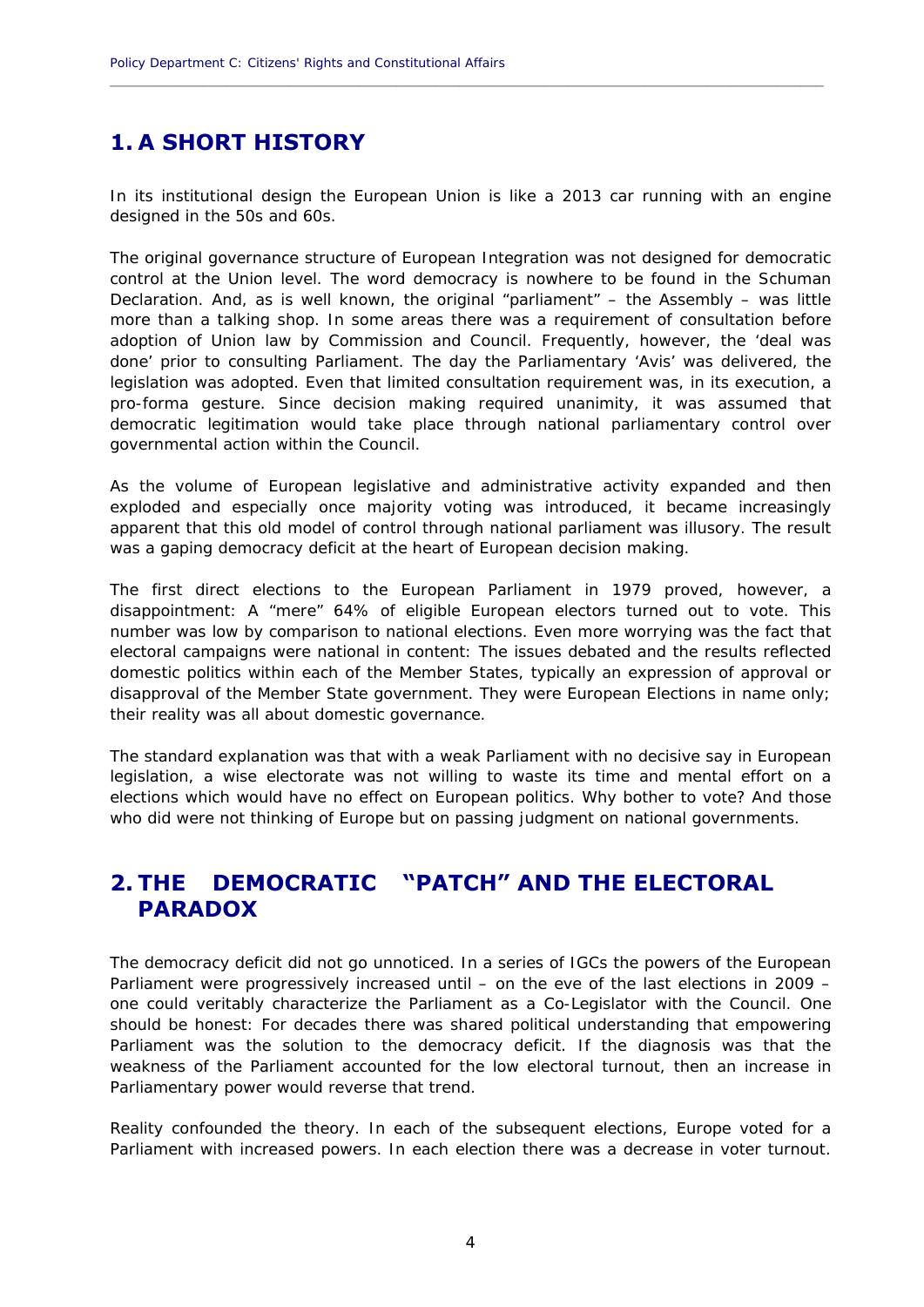# 1. A SHORT HISTORY

In its institutional design the European Union is like a 2013 car running with an engine designed in the 50s and 60s.

The original governance structure of European Integration was not designed for democratic control at the Union level. The word democracy is nowhere to be found in the Schuman Declaration. And, as is well known, the original "parliament" – the Assembly – was little more than a talking shop. In some areas there was a requirement of consultation before adoption of Union law by Commission and Council. Frequently, however, the 'deal was done' prior to consulting Parliament. The day the Parliamentary 'Avis' was delivered, the legislation was adopted. Even that limited consultation requirement was, in its execution, a pro-forma gesture. Since decision making required unanimity, it was assumed that democratic legitimation would take place through national parliamentary control over governmental action within the Council.

As the volume of European legislative and administrative activity expanded and then exploded and especially once majority voting was introduced, it became increasingly apparent that this old model of control through national parliament was illusory. The result was a gaping democracy deficit at the heart of European decision making.

The first direct elections to the European Parliament in 1979 proved, however, a disappointment: A "mere" 64% of eligible European electors turned out to vote. This number was low by comparison to national elections. Even more worrying was the fact that electoral campaigns were national in content: The issues debated and the results reflected domestic politics within each of the Member States, typically an expression of approval or disapproval of the Member State government. They were European Elections in name only; their reality was all about domestic governance.

The standard explanation was that with a weak Parliament with no decisive say in European legislation, a wise electorate was not willing to waste its time and mental effort on a elections which would have no effect on European politics. Why bother to vote? And those who did were not thinking of Europe but on passing judgment on national governments.

# 2. THE DEMOCRATIC "PATCH" AND THE ELECTORAL PARADOX

The democracy deficit did not go unnoticed. In a series of IGCs the powers of the European Parliament were progressively increased until – on the eve of the last elections in 2009 – one could veritably characterize the Parliament as a Co-Legislator with the Council. One should be honest: For decades there was shared political understanding that empowering Parliament was the solution to the democracy deficit. If the diagnosis was that the weakness of the Parliament accounted for the low electoral turnout, then an increase in Parliamentary power would reverse that trend.

Reality confounded the theory. In each of the subsequent elections, Europe voted for a Parliament with increased powers. In each election there was a decrease in voter turnout.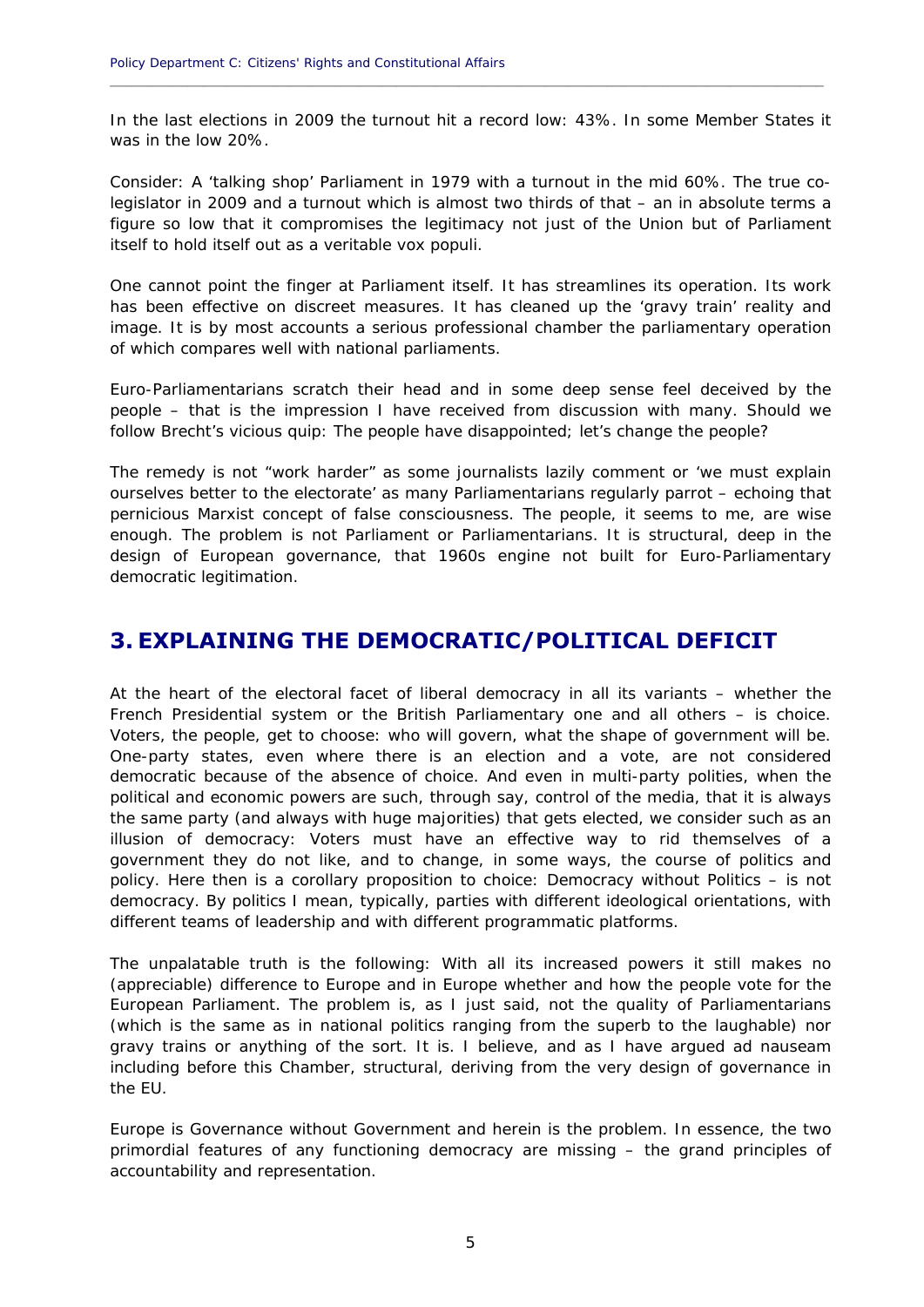In the last elections in 2009 the turnout hit a record low: 43%. In some Member States it was in the low 20%.

Consider: A 'talking shop' Parliament in 1979 with a turnout in the mid 60%. The true co-legislator in 2009 and a turnout which is almost two thirds of that – an in absolute terms a figure so low that it compromises the legitimacy not just of the Union but of Parliament itself to hold itself out as a veritable vox populi.

One cannot point the finger at Parliament itself. It has streamlines its operation. Its work has been effective on discreet measures. It has cleaned up the 'gravy train' reality and image. It is by most accounts a serious professional chamber the parliamentary operation of which compares well with national parliaments.

Euro-Parliamentarians scratch their head and in some deep sense feel deceived by the people – that is the impression I have received from discussion with many. Should we follow Brecht's vicious quip: The people have disappointed; let's change the people?

The remedy is not "work harder" as some journalists lazily comment or 'we must explain ourselves better to the electorate' as many Parliamentarians regularly parrot – echoing that pernicious Marxist concept of false consciousness. The people, it seems to me, are wise enough. The problem is not Parliament or Parliamentarians. It is structural, deep in the design of European governance, that 1960s engine not built for Euro-Parliamentary democratic legitimation.

## 3. EXPLAINING THE DEMOCRATIC/POLITICAL DEFICIT

At the heart of the electoral facet of liberal democracy in all its variants – whether the French Presidential system or the British Parliamentary one and all others – is choice. Voters, the people, get to choose: who will govern, what the shape of government will be. One-party states, even where there is an election and a vote, are not considered democratic because of the absence of choice. And even in multi-party polities, when the political and economic powers are such, through say, control of the media, that it is always the same party (and always with huge majorities) that gets elected, we consider such as an illusion of democracy: Voters must have an effective way to rid themselves of a government they do not like, and to change, in some ways, the course of politics and policy. Here then is a corollary proposition to choice: Democracy without Politics – is not democracy. By politics I mean, typically, parties with different ideological orientations, with different teams of leadership and with different programmatic platforms.

The unpalatable truth is the following: With all its increased powers it still makes no (appreciable) difference to Europe and in Europe whether and how the people vote for the European Parliament. The problem is, as I just said, not the quality of Parliamentarians (which is the same as in national politics ranging from the superb to the laughable) nor gravy trains or anything of the sort. It is. I believe, and as I have argued ad nauseam including before this Chamber, structural, deriving from the very design of governance in the EU.

Europe is Governance without Government and herein is the problem. In essence, the two primordial features of any functioning democracy are missing – the grand principles of accountability and representation.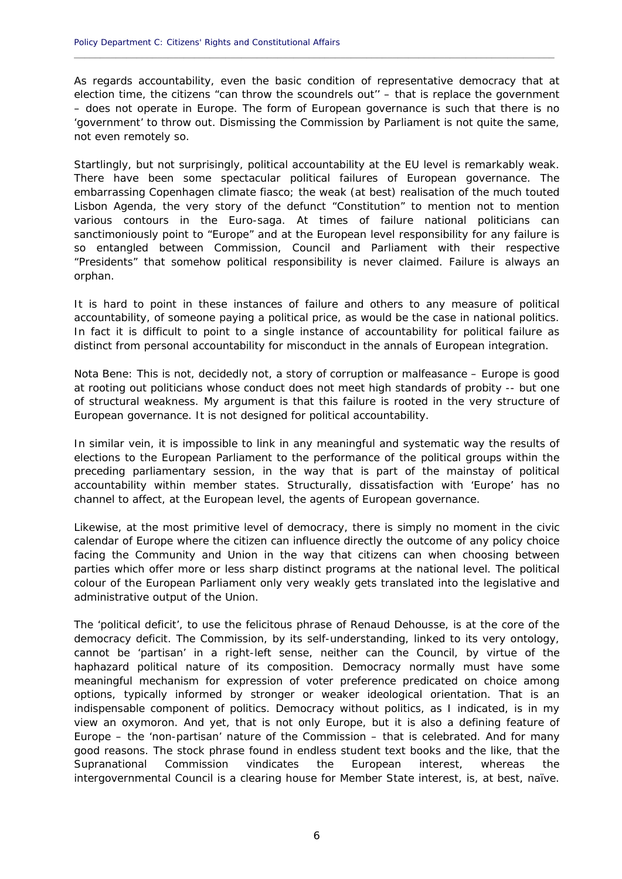As regards accountability, even the basic condition of representative democracy that at election time, the citizens "can throw the scoundrels out'' – that is replace the government – does not operate in Europe. The form of European governance is such that there is no 'government' to throw out. Dismissing the Commission by Parliament is not quite the same, not even remotely so.

Startlingly, but not surprisingly, political accountability at the EU level is remarkably weak. There have been some spectacular political failures of European governance. The embarrassing Copenhagen climate fiasco; the weak (at best) realisation of the much touted Lisbon Agenda, the very story of the defunct "Constitution" to mention not to mention various contours in the Euro-saga. At times of failure national politicians can sanctimoniously point to "Europe" and at the European level responsibility for any failure is so entangled between Commission, Council and Parliament with their respective "Presidents" that somehow political responsibility is never claimed. Failure is always an orphan.

It is hard to point in these instances of failure and others to any measure of political accountability, of someone paying a political price, as would be the case in national politics. In fact it is difficult to point to a single instance of accountability for political failure as distinct from personal accountability for misconduct in the annals of European integration.

*Nota Bene*: This is not, decidedly not, a story of corruption or malfeasance – Europe is good at rooting out politicians whose conduct does not meet high standards of probity -- but one of structural weakness. My argument is that this failure is rooted in the very structure of European governance. It is not designed for political accountability.

In similar vein, it is impossible to link in any meaningful and systematic way the results of elections to the European Parliament to the performance of the political groups within the preceding parliamentary session, in the way that is part of the mainstay of political accountability within member states. Structurally, dissatisfaction with 'Europe' has no channel to affect, at the European level, the agents of European governance.

Likewise, at the most primitive level of democracy, there is simply no moment in the civic calendar of Europe where the citizen can influence directly the outcome of any policy choice facing the Community and Union in the way that citizens can when choosing between parties which offer more or less sharp distinct programs at the national level. The political colour of the European Parliament only very weakly gets translated into the legislative and administrative output of the Union.

The 'political deficit', to use the felicitous phrase of Renaud Dehousse, is at the core of the democracy deficit. The Commission, by its self-understanding, linked to its very ontology, cannot be 'partisan' in a right-left sense, neither can the Council, by virtue of the haphazard political nature of its composition. Democracy normally must have some meaningful mechanism for expression of voter preference predicated on choice among options, typically informed by stronger or weaker ideological orientation. That is an indispensable component of politics. Democracy without politics, as I indicated, is in my view an oxymoron. And yet, that is not only Europe, but it is also a defining feature of Europe – the 'non-partisan' nature of the Commission – that is celebrated. And for many good reasons. The stock phrase found in endless student text books and the like, that the Supranational Commission vindicates the European interest, whereas the intergovernmental Council is a clearing house for Member State interest, is, at best, naïve.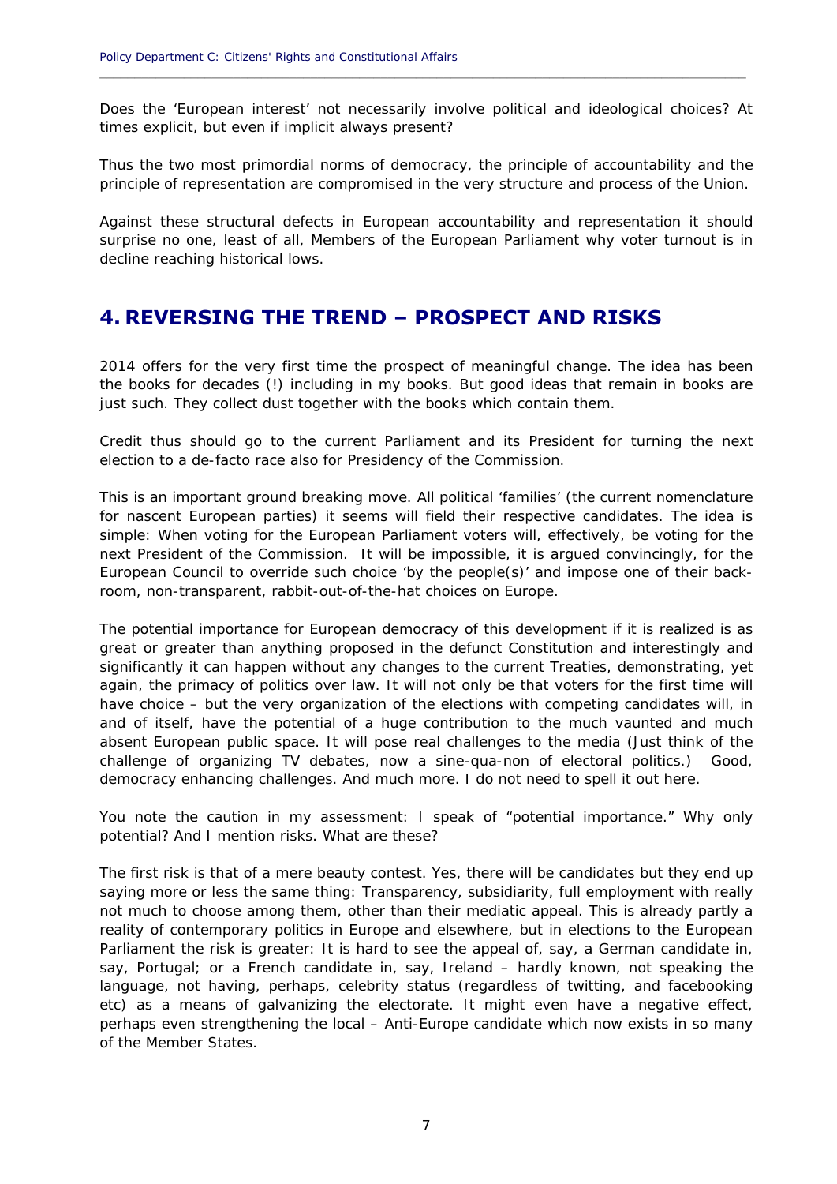Does the 'European interest' not necessarily involve political and ideological choices? At times explicit, but even if implicit always present?

Thus the two most primordial norms of democracy, the principle of accountability and the principle of representation are compromised in the very structure and process of the Union.

Against these structural defects in European accountability and representation it should surprise no one, least of all, Members of the European Parliament why voter turnout is in decline reaching historical lows.

## 4. REVERSING THE TREND – PROSPECT AND RISKS

2014 offers for the very first time the prospect of meaningful change. The idea has been the books for decades (!) including in my books. But good ideas that remain in books are just such. They collect dust together with the books which contain them.

Credit thus should go to the current Parliament and its President for turning the next election to a de-facto race also for Presidency of the Commission.

This is an important ground breaking move. All political 'families' (the current nomenclature for nascent European parties) it seems will field their respective candidates. The idea is simple: When voting for the European Parliament voters will, effectively, be voting for the next President of the Commission. It will be impossible, it is argued convincingly, for the European Council to override such choice 'by the people(s)' and impose one of their back-room, non-transparent, rabbit-out-of-the-hat choices on Europe.

The potential importance for European democracy of this development if it is realized is as great or greater than anything proposed in the defunct Constitution and interestingly and significantly it can happen without any changes to the current Treaties, demonstrating, yet again, the primacy of politics over law. It will not only be that voters for the first time will have choice – but the very organization of the elections with competing candidates will, in and of itself, have the potential of a huge contribution to the much vaunted and much absent European public space. It will pose real challenges to the media (Just think of the challenge of organizing TV debates, now a sine-qua-non of electoral politics.) Good, democracy enhancing challenges. And much more. I do not need to spell it out here.

You note the caution in my assessment: I speak of "potential importance." Why only potential? And I mention risks. What are these?

The first risk is that of a mere beauty contest. Yes, there will be candidates but they end up saying more or less the same thing: Transparency, subsidiarity, full employment with really not much to choose among them, other than their mediatic appeal. This is already partly a reality of contemporary politics in Europe and elsewhere, but in elections to the European Parliament the risk is greater: It is hard to see the appeal of, say, a German candidate in, say, Portugal; or a French candidate in, say, Ireland – hardly known, not speaking the language, not having, perhaps, celebrity status (regardless of twitting, and facebooking etc) as a means of galvanizing the electorate. It might even have a negative effect, perhaps even strengthening the local – Anti-Europe candidate which now exists in so many of the Member States.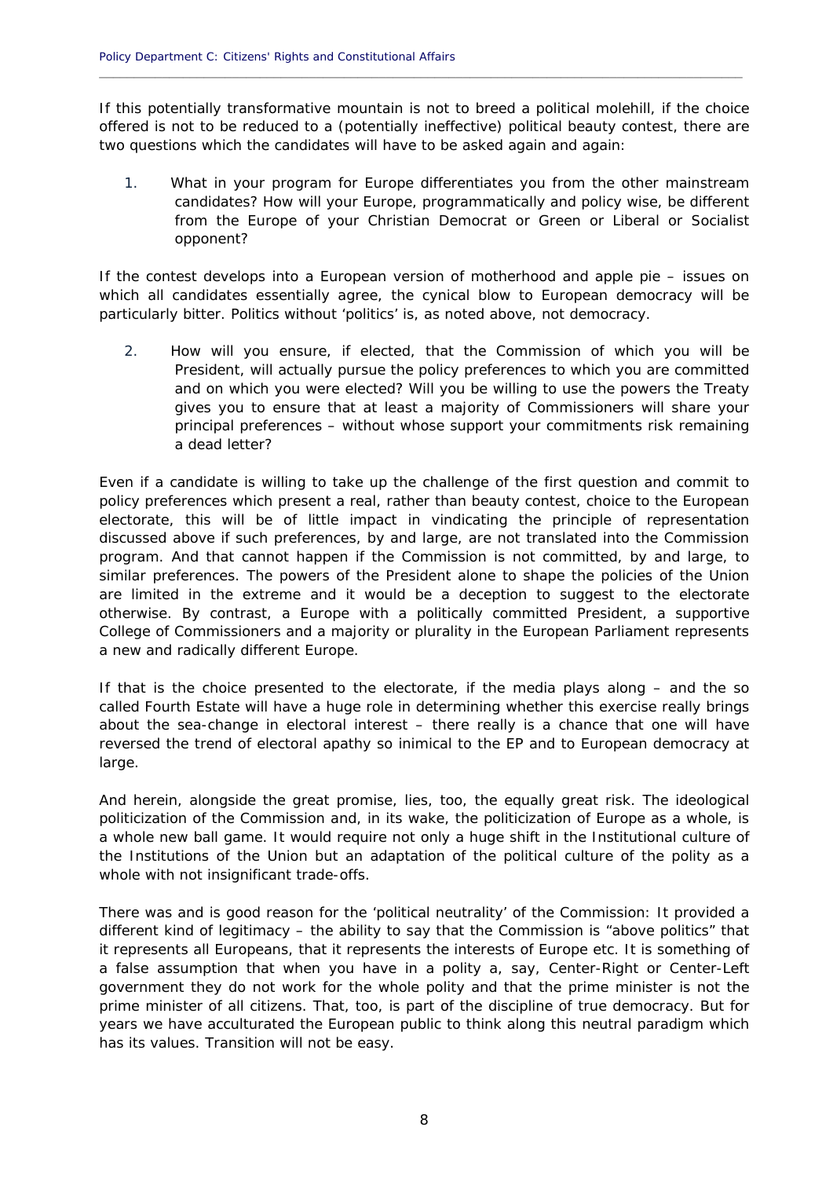If this potentially transformative mountain is not to breed a political molehill, if the choice offered is not to be reduced to a (potentially ineffective) political beauty contest, there are two questions which the candidates will have to be asked again and again:

1. What in your program for Europe differentiates you from the other mainstream candidates? How will your Europe, programmatically and policy wise, be different from the Europe of your Christian Democrat or Green or Liberal or Socialist opponent?

If the contest develops into a European version of motherhood and apple pie – issues on which all candidates essentially agree, the cynical blow to European democracy will be particularly bitter. Politics without 'politics' is, as noted above, not democracy.

2. How will you ensure, if elected, that the Commission of which you will be President, will actually pursue the policy preferences to which you are committed and on which you were elected? Will you be willing to use the powers the Treaty gives you to ensure that at least a majority of Commissioners will share your principal preferences – without whose support your commitments risk remaining a dead letter?

Even if a candidate is willing to take up the challenge of the first question and commit to policy preferences which present a real, rather than beauty contest, choice to the European electorate, this will be of little impact in vindicating the principle of representation discussed above if such preferences, by and large, are not translated into the Commission program. And that cannot happen if the Commission is not committed, by and large, to similar preferences. The powers of the President alone to shape the policies of the Union are limited in the extreme and it would be a deception to suggest to the electorate otherwise. By contrast, a Europe with a politically committed President, a supportive College of Commissioners and a majority or plurality in the European Parliament represents a new and radically different Europe.

If that is the choice presented to the electorate, if the media plays along – and the so called Fourth Estate will have a huge role in determining whether this exercise really brings about the sea-change in electoral interest – there really is a chance that one will have reversed the trend of electoral apathy so inimical to the EP and to European democracy at large.

And herein, alongside the great promise, lies, too, the equally great risk. The ideological politicization of the Commission and, in its wake, the politicization of Europe as a whole, is a whole new ball game. It would require not only a huge shift in the Institutional culture of the Institutions of the Union but an adaptation of the political culture of the polity as a whole with not insignificant trade-offs.

There was and is good reason for the 'political neutrality' of the Commission: It provided a different kind of legitimacy – the ability to say that the Commission is "above politics" that it represents all Europeans, that it represents the interests of Europe etc. It is something of a false assumption that when you have in a polity a, say, Center-Right or Center-Left government they do not work for the whole polity and that the prime minister is not the prime minister of all citizens. That, too, is part of the discipline of true democracy. But for years we have acculturated the European public to think along this neutral paradigm which has its values. Transition will not be easy.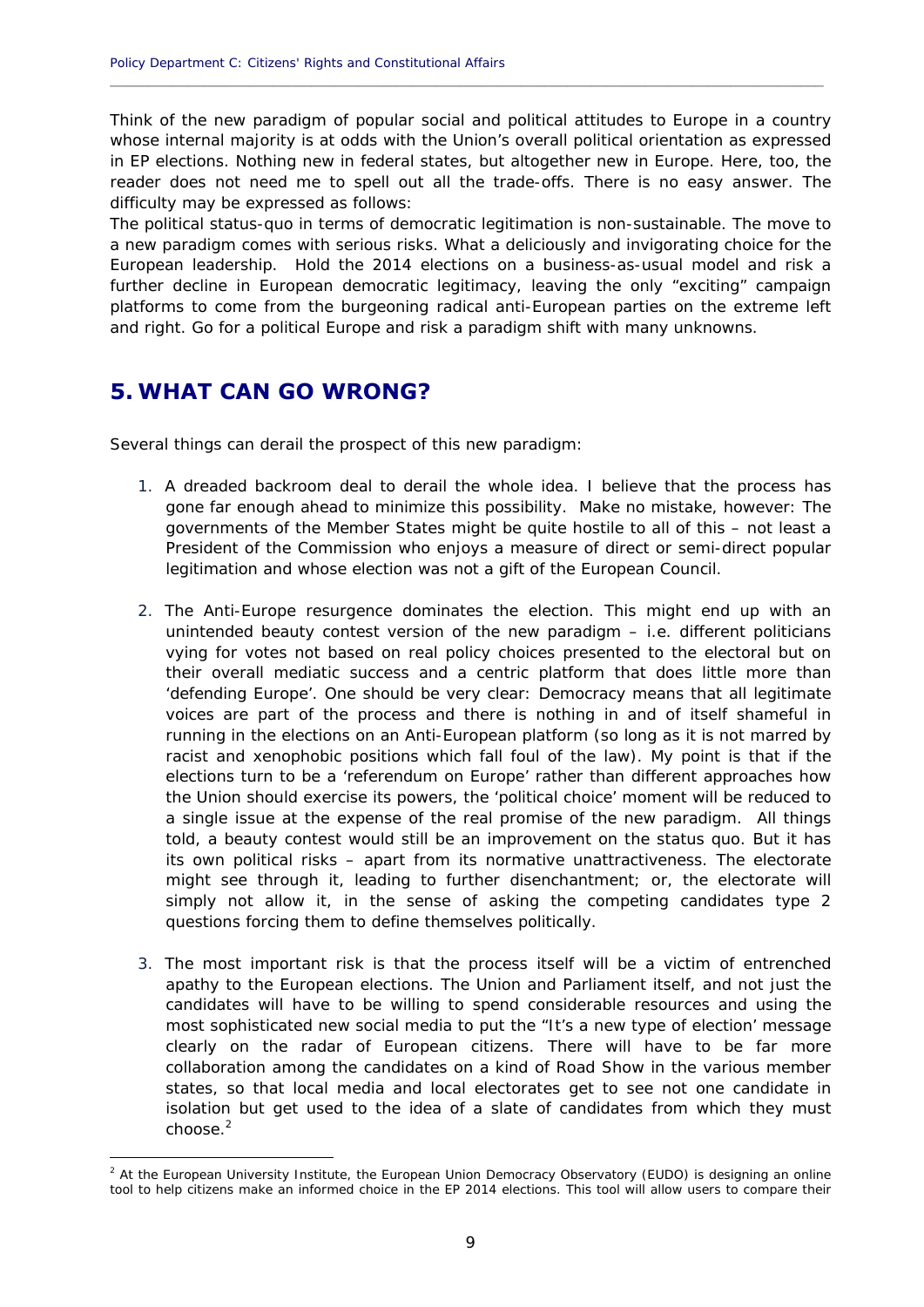Think of the new paradigm of popular social and political attitudes to Europe in a country whose internal majority is at odds with the Union's overall political orientation as expressed in EP elections. Nothing new in federal states, but altogether new in Europe. Here, too, the reader does not need me to spell out all the trade-offs. There is no easy answer. The difficulty may be expressed as follows:

The political status-quo in terms of democratic legitimation is non-sustainable. The move to a new paradigm comes with serious risks. What a deliciously and invigorating choice for the European leadership. Hold the 2014 elections on a business-as-usual model and risk a further decline in European democratic legitimacy, leaving the only "exciting" campaign platforms to come from the burgeoning radical anti-European parties on the extreme left and right. Go for a political Europe and risk a paradigm shift with many unknowns.

# 5. WHAT CAN GO WRONG?

Several things can derail the prospect of this new paradigm:

1. A dreaded backroom deal to derail the whole idea. I believe that the process has gone far enough ahead to minimize this possibility. Make no mistake, however: The governments of the Member States might be quite hostile to all of this – not least a President of the Commission who enjoys a measure of direct or semi-direct popular legitimation and whose election was not a gift of the European Council.

2. The Anti-Europe resurgence dominates the election. This might end up with an unintended beauty contest version of the new paradigm – i.e. different politicians vying for votes not based on real policy choices presented to the electoral but on their overall mediatic success and a centric platform that does little more than 'defending Europe'. One should be very clear: Democracy means that all legitimate voices are part of the process and there is nothing in and of itself shameful in running in the elections on an Anti-European platform (so long as it is not marred by racist and xenophobic positions which fall foul of the law). My point is that if the elections turn to be a 'referendum on Europe' rather than different approaches how the Union should exercise its powers, the 'political choice' moment will be reduced to a single issue at the expense of the real promise of the new paradigm. All things told, a beauty contest would still be an improvement on the status quo. But it has its own political risks – apart from its normative unattractiveness. The electorate might see through it, leading to further disenchantment; or, the electorate will simply not allow it, in the sense of asking the competing candidates type 2 questions forcing them to define themselves politically.

3. The most important risk is that the process itself will be a victim of entrenched apathy to the European elections. The Union and Parliament itself, and not just the candidates will have to be willing to spend considerable resources and using the most sophisticated new social media to put the "It's a new type of election' message clearly on the radar of European citizens. There will have to be far more collaboration among the candidates on a kind of Road Show in the various member states, so that local media and local electorates get to see not one candidate in isolation but get used to the idea of a slate of candidates from which they must choose.[2]

---

[2] At the European University Institute, the European Union Democracy Observatory (EUDO) is designing an online tool to help citizens make an informed choice in the EP 2014 elections. This tool will allow users to compare their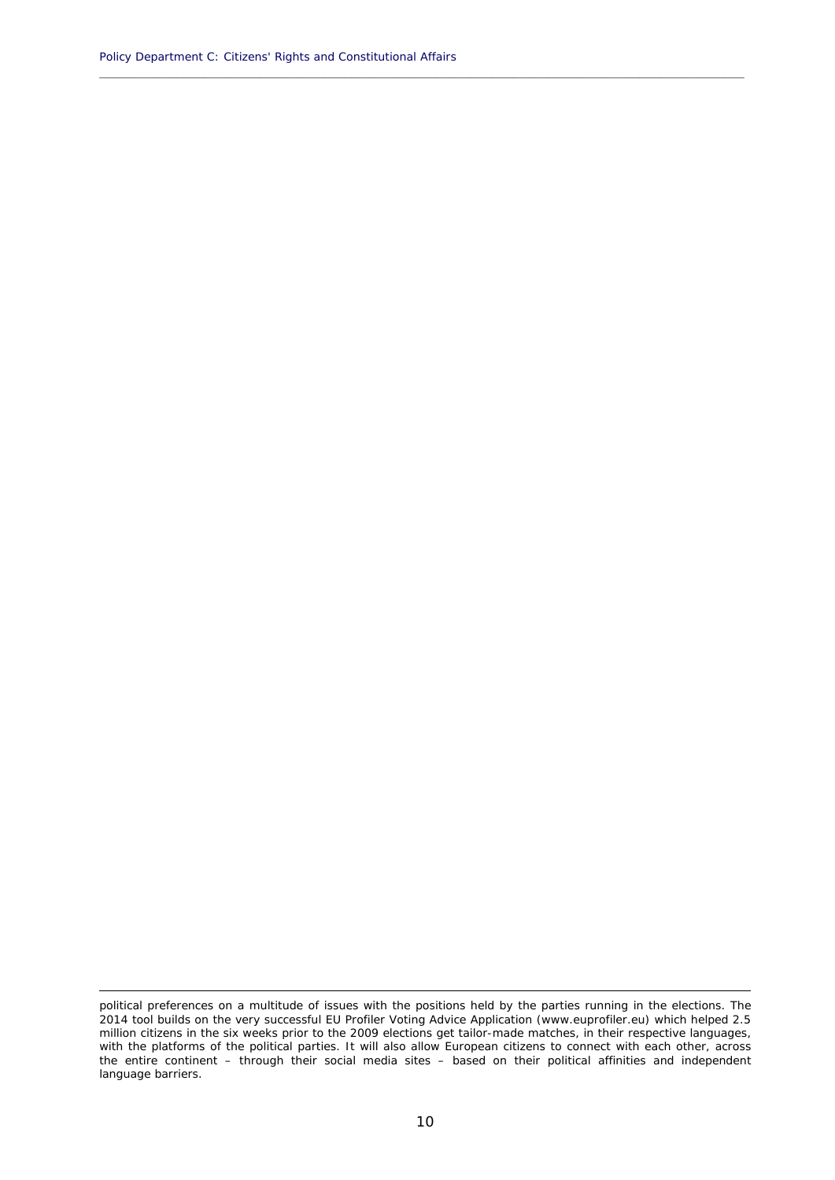political preferences on a multitude of issues with the positions held by the parties running in the elections. The 2014 tool builds on the very successful EU Profiler Voting Advice Application (www.euprofiler.eu) which helped 2.5 million citizens in the six weeks prior to the 2009 elections get tailor-made matches, in their respective languages, with the platforms of the political parties. It will also allow European citizens to connect with each other, across the entire continent – through their social media sites – based on their political affinities and independent language barriers.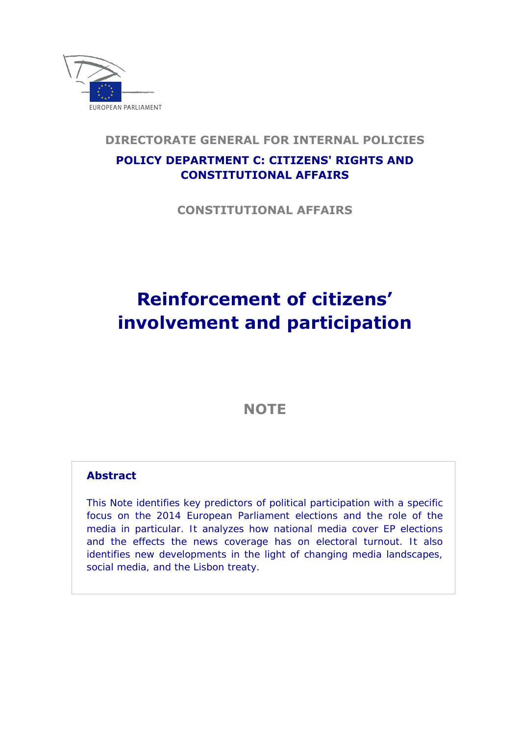EUROPEAN PARLIAMENT

DIRECTORATE GENERAL FOR INTERNAL POLICIES

**POLICY DEPARTMENT C: CITIZENS' RIGHTS AND CONSTITUTIONAL AFFAIRS**

CONSTITUTIONAL AFFAIRS

# Reinforcement of citizens' involvement and participation

## NOTE

### Abstract

This Note identifies key predictors of political participation with a specific focus on the 2014 European Parliament elections and the role of the media in particular. It analyzes how national media cover EP elections and the effects the news coverage has on electoral turnout. It also identifies new developments in the light of changing media landscapes, social media, and the Lisbon treaty.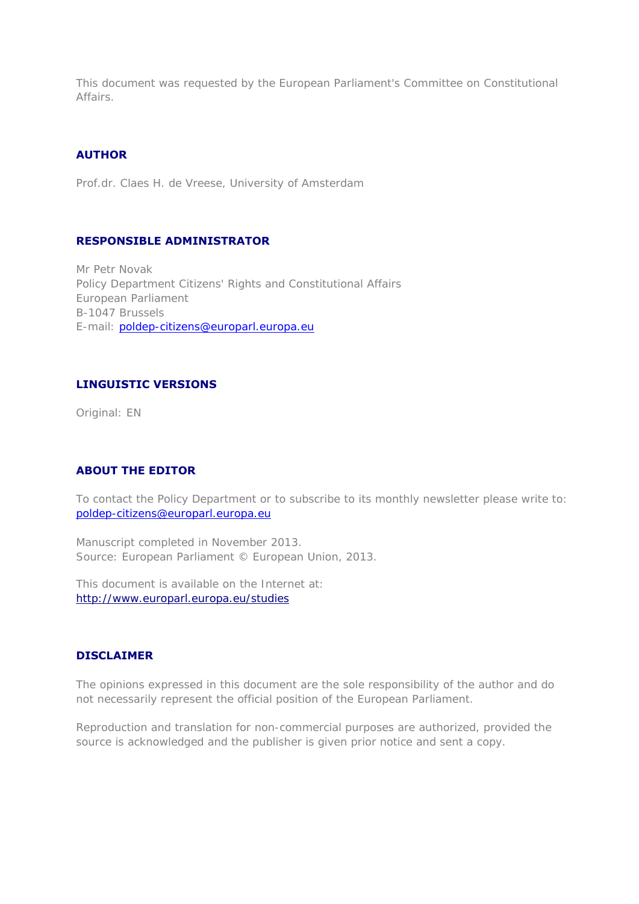This document was requested by the European Parliament's Committee on Constitutional Affairs.

**AUTHOR**

Prof.dr. Claes H. de Vreese, University of Amsterdam

**RESPONSIBLE ADMINISTRATOR**

Mr Petr Novak
Policy Department Citizens' Rights and Constitutional Affairs
European Parliament
B-1047 Brussels
E-mail: poldep-citizens@europarl.europa.eu

**LINGUISTIC VERSIONS**

Original: EN

**ABOUT THE EDITOR**

To contact the Policy Department or to subscribe to its monthly newsletter please write to:
poldep-citizens@europarl.europa.eu

Manuscript completed in November 2013.
Source: European Parliament © European Union, 2013.

This document is available on the Internet at:
http://www.europarl.europa.eu/studies

**DISCLAIMER**

The opinions expressed in this document are the sole responsibility of the author and do not necessarily represent the official position of the European Parliament.

Reproduction and translation for non-commercial purposes are authorized, provided the source is acknowledged and the publisher is given prior notice and sent a copy.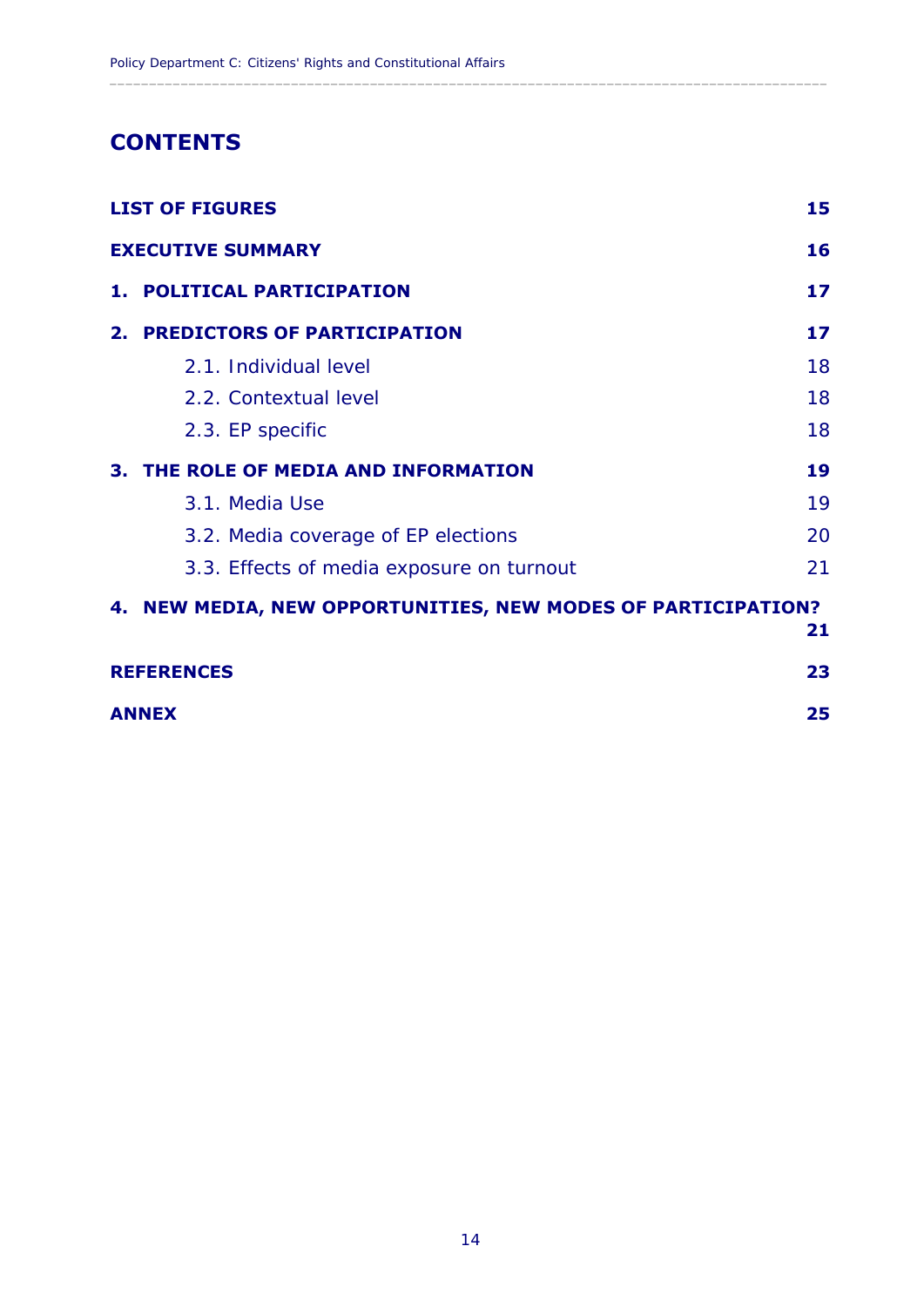# CONTENTS

| | |
|---|---|
| **LIST OF FIGURES** | **15** |
| **EXECUTIVE SUMMARY** | **16** |
| **1. POLITICAL PARTICIPATION** | **17** |
| **2. PREDICTORS OF PARTICIPATION** | **17** |
| 2.1. Individual level | 18 |
| 2.2. Contextual level | 18 |
| 2.3. EP specific | 18 |
| **3. THE ROLE OF MEDIA AND INFORMATION** | **19** |
| 3.1. Media Use | 19 |
| 3.2. Media coverage of EP elections | 20 |
| 3.3. Effects of media exposure on turnout | 21 |
| **4. NEW MEDIA, NEW OPPORTUNITIES, NEW MODES OF PARTICIPATION?** | **21** |
| **REFERENCES** | **23** |
| **ANNEX** | **25** |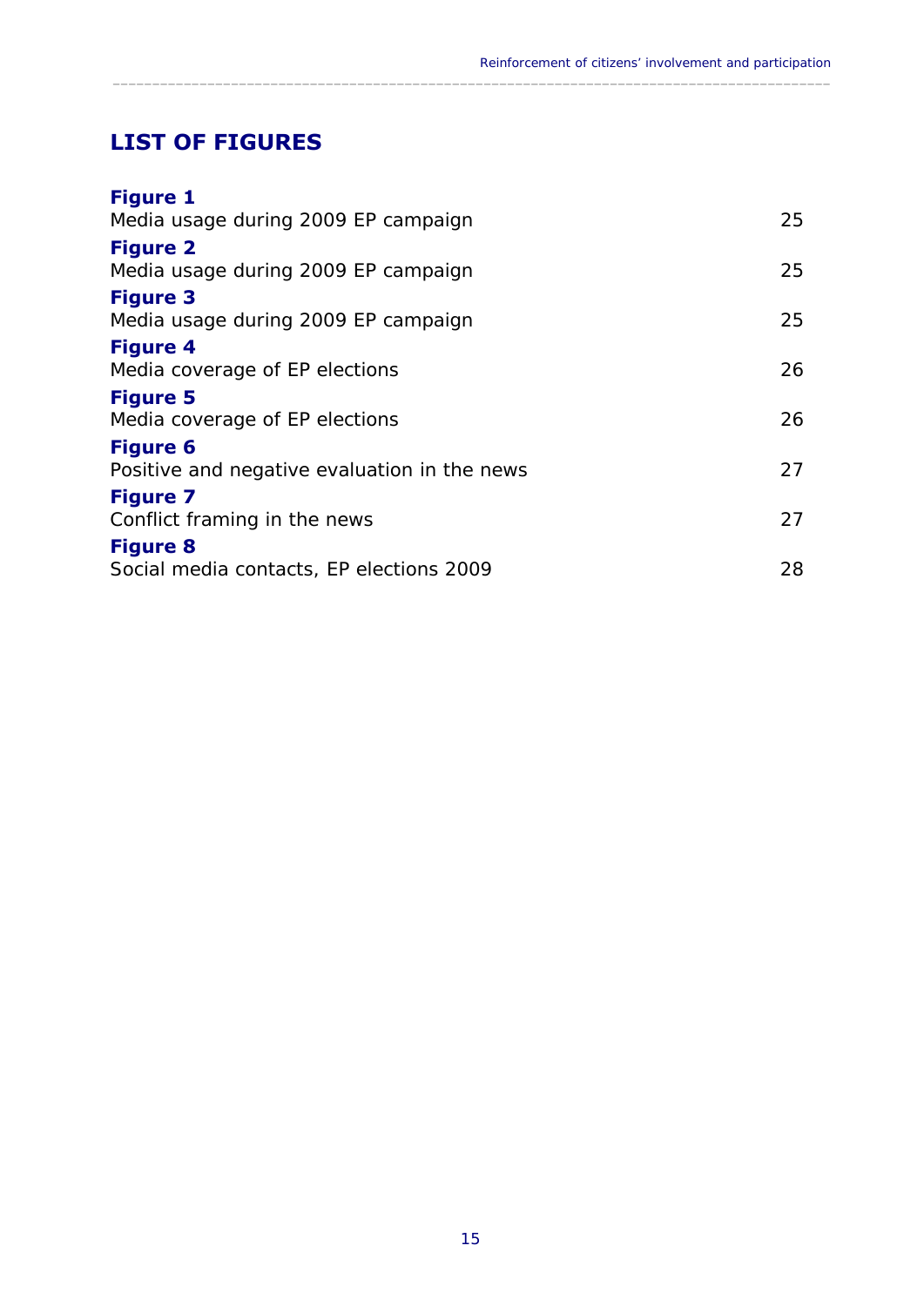# LIST OF FIGURES

**Figure 1**
Media usage during 2009 EP campaign 25

**Figure 2**
Media usage during 2009 EP campaign 25

**Figure 3**
Media usage during 2009 EP campaign 25

**Figure 4**
Media coverage of EP elections 26

**Figure 5**
Media coverage of EP elections 26

**Figure 6**
Positive and negative evaluation in the news 27

**Figure 7**
Conflict framing in the news 27

**Figure 8**
Social media contacts, EP elections 2009 28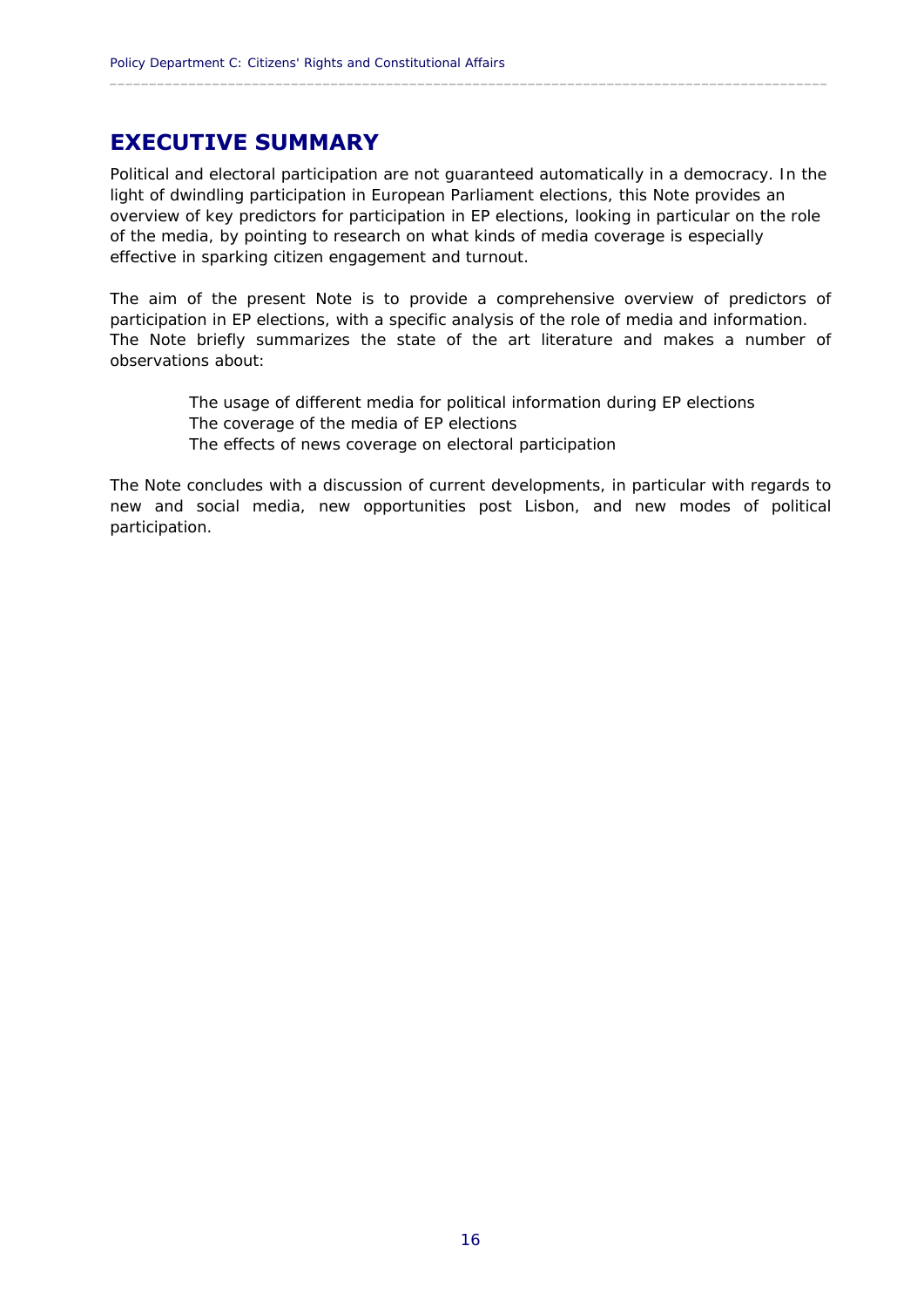# EXECUTIVE SUMMARY

Political and electoral participation are not guaranteed automatically in a democracy. In the light of dwindling participation in European Parliament elections, this Note provides an overview of key predictors for participation in EP elections, looking in particular on the role of the media, by pointing to research on what kinds of media coverage is especially effective in sparking citizen engagement and turnout.

The aim of the present Note is to provide a comprehensive overview of predictors of participation in EP elections, with a specific analysis of the role of media and information. The Note briefly summarizes the state of the art literature and makes a number of observations about:

- The usage of different media for political information during EP elections
- The coverage of the media of EP elections
- The effects of news coverage on electoral participation

The Note concludes with a discussion of current developments, in particular with regards to new and social media, new opportunities post Lisbon, and new modes of political participation.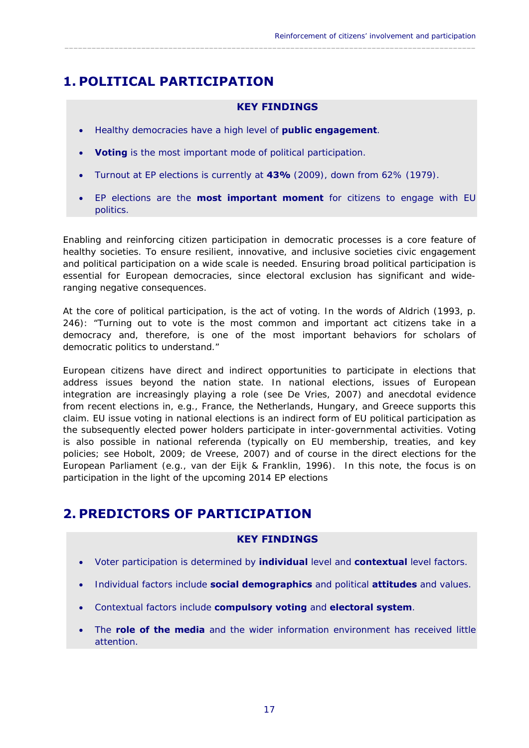# 1. POLITICAL PARTICIPATION

**KEY FINDINGS**

- Healthy democracies have a high level of **public engagement**.
- **Voting** is the most important mode of political participation.
- Turnout at EP elections is currently at **43%** (2009), down from 62% (1979).
- EP elections are the **most important moment** for citizens to engage with EU politics.

Enabling and reinforcing citizen participation in democratic processes is a core feature of healthy societies. To ensure resilient, innovative, and inclusive societies civic engagement and political participation on a wide scale is needed. Ensuring broad political participation is essential for European democracies, since electoral exclusion has significant and wide-ranging negative consequences.

At the core of political participation, is the act of voting. In the words of Aldrich (1993, p. 246): "Turning out to vote is the most common and important act citizens take in a democracy and, therefore, is one of the most important behaviors for scholars of democratic politics to understand."

European citizens have direct and indirect opportunities to participate in elections that address issues beyond the nation state. In national elections, issues of European integration are increasingly playing a role (see De Vries, 2007) and anecdotal evidence from recent elections in, e.g., France, the Netherlands, Hungary, and Greece supports this claim. EU issue voting in national elections is an indirect form of EU political participation as the subsequently elected power holders participate in inter-governmental activities. Voting is also possible in national referenda (typically on EU membership, treaties, and key policies; see Hobolt, 2009; de Vreese, 2007) and of course in the direct elections for the European Parliament (e.g., van der Eijk & Franklin, 1996). In this note, the focus is on participation in the light of the upcoming 2014 EP elections

# 2. PREDICTORS OF PARTICIPATION

**KEY FINDINGS**

- Voter participation is determined by **individual** level and **contextual** level factors.
- Individual factors include **social demographics** and political **attitudes** and values.
- Contextual factors include **compulsory voting** and **electoral system**.
- The **role of the media** and the wider information environment has received little attention.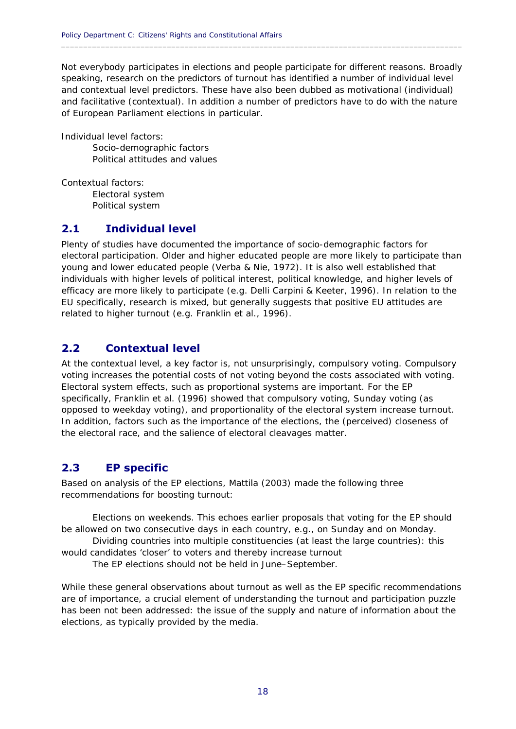Not everybody participates in elections and people participate for different reasons. Broadly speaking, research on the predictors of turnout has identified a number of individual level and contextual level predictors. These have also been dubbed as motivational (individual) and facilitative (contextual). In addition a number of predictors have to do with the nature of European Parliament elections in particular.

Individual level factors:

- Socio-demographic factors
- Political attitudes and values

Contextual factors:

- Electoral system
- Political system

## 2.1 Individual level

Plenty of studies have documented the importance of socio-demographic factors for electoral participation. Older and higher educated people are more likely to participate than young and lower educated people (Verba & Nie, 1972). It is also well established that individuals with higher levels of political interest, political knowledge, and higher levels of efficacy are more likely to participate (e.g. Delli Carpini & Keeter, 1996). In relation to the EU specifically, research is mixed, but generally suggests that positive EU attitudes are related to higher turnout (e.g. Franklin et al., 1996).

## 2.2 Contextual level

At the contextual level, a key factor is, not unsurprisingly, compulsory voting. Compulsory voting increases the potential costs of not voting beyond the costs associated with voting. Electoral system effects, such as proportional systems are important. For the EP specifically, Franklin et al. (1996) showed that compulsory voting, Sunday voting (as opposed to weekday voting), and proportionality of the electoral system increase turnout. In addition, factors such as the importance of the elections, the (perceived) closeness of the electoral race, and the salience of electoral cleavages matter.

## 2.3 EP specific

Based on analysis of the EP elections, Mattila (2003) made the following three recommendations for boosting turnout:

- Elections on weekends. This echoes earlier proposals that voting for the EP should be allowed on two consecutive days in each country, e.g., on Sunday and on Monday.
- Dividing countries into multiple constituencies (at least the large countries): this would candidates 'closer' to voters and thereby increase turnout
- The EP elections should not be held in June–September.

While these general observations about turnout as well as the EP specific recommendations are of importance, a crucial element of understanding the turnout and participation puzzle has been not been addressed: the issue of the supply and nature of information about the elections, as typically provided by the media.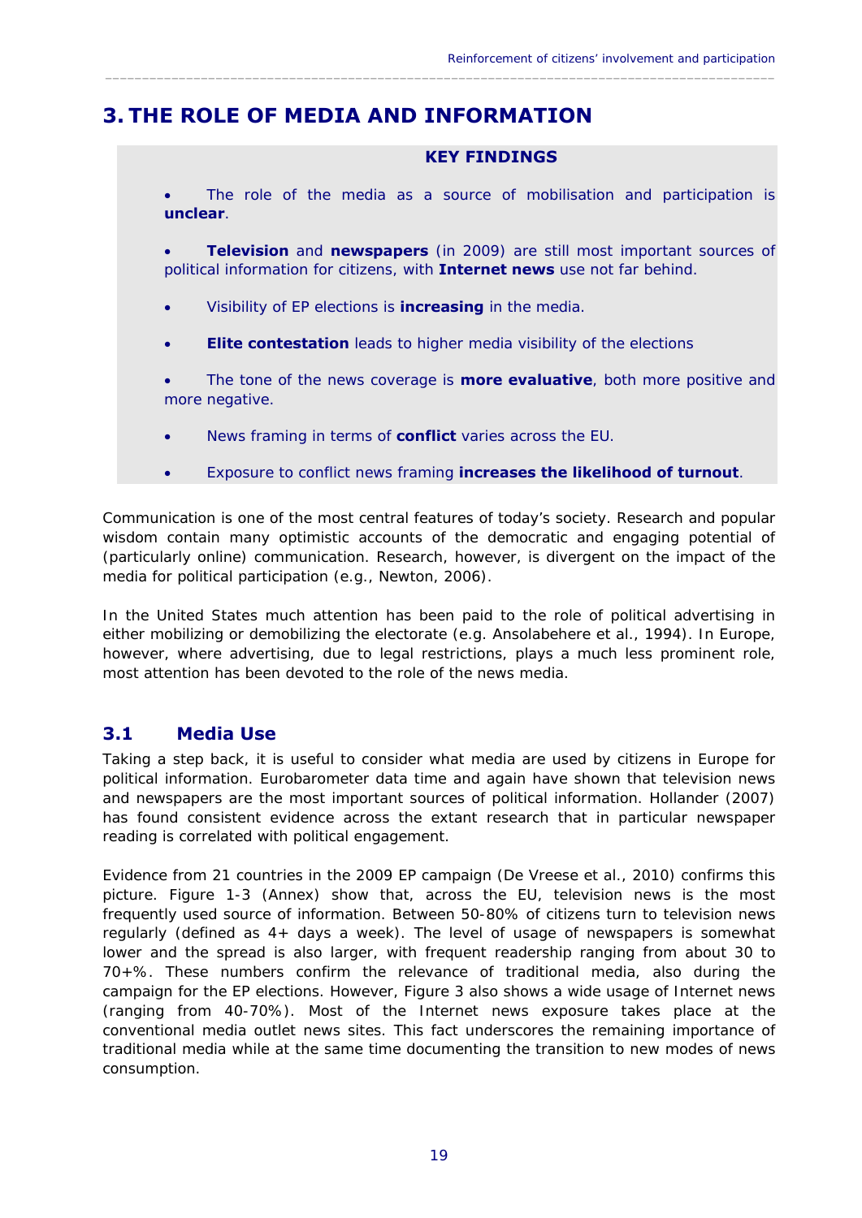# 3. THE ROLE OF MEDIA AND INFORMATION

**KEY FINDINGS**

- The role of the media as a source of mobilisation and participation is **unclear**.
- **Television** and **newspapers** (in 2009) are still most important sources of political information for citizens, with **Internet news** use not far behind.
- Visibility of EP elections is **increasing** in the media.
- **Elite contestation** leads to higher media visibility of the elections
- The tone of the news coverage is **more evaluative**, both more positive and more negative.
- News framing in terms of **conflict** varies across the EU.
- Exposure to conflict news framing **increases the likelihood of turnout**.

Communication is one of the most central features of today's society. Research and popular wisdom contain many optimistic accounts of the democratic and engaging potential of (particularly online) communication. Research, however, is divergent on the impact of the media for political participation (e.g., Newton, 2006).

In the United States much attention has been paid to the role of political advertising in either mobilizing or demobilizing the electorate (e.g. Ansolabehere et al., 1994). In Europe, however, where advertising, due to legal restrictions, plays a much less prominent role, most attention has been devoted to the role of the news media.

## 3.1 Media Use

Taking a step back, it is useful to consider what media are used by citizens in Europe for political information. Eurobarometer data time and again have shown that television news and newspapers are the most important sources of political information. Hollander (2007) has found consistent evidence across the extant research that in particular newspaper reading is correlated with political engagement.

Evidence from 21 countries in the 2009 EP campaign (De Vreese et al., 2010) confirms this picture. Figure 1-3 (Annex) show that, across the EU, television news is the most frequently used source of information. Between 50-80% of citizens turn to television news regularly (defined as 4+ days a week). The level of usage of newspapers is somewhat lower and the spread is also larger, with frequent readership ranging from about 30 to 70+%. These numbers confirm the relevance of traditional media, also during the campaign for the EP elections. However, Figure 3 also shows a wide usage of Internet news (ranging from 40-70%). Most of the Internet news exposure takes place at the conventional media outlet news sites. This fact underscores the remaining importance of traditional media while at the same time documenting the transition to new modes of news consumption.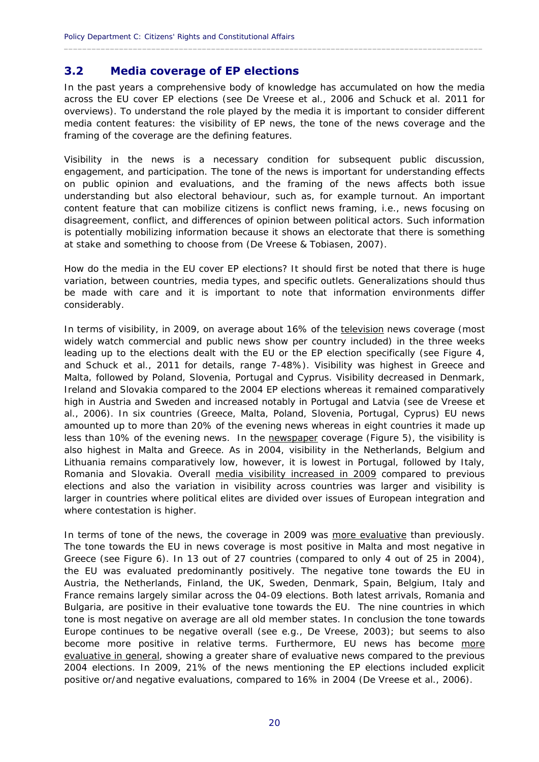## 3.2 Media coverage of EP elections

In the past years a comprehensive body of knowledge has accumulated on how the media across the EU cover EP elections (see De Vreese et al., 2006 and Schuck et al. 2011 for overviews). To understand the role played by the media it is important to consider different media content features: the visibility of EP news, the tone of the news coverage and the framing of the coverage are the defining features.

Visibility in the news is a necessary condition for subsequent public discussion, engagement, and participation. The tone of the news is important for understanding effects on public opinion and evaluations, and the framing of the news affects both issue understanding but also electoral behaviour, such as, for example turnout. An important content feature that can mobilize citizens is conflict news framing, i.e., news focusing on disagreement, conflict, and differences of opinion between political actors. Such information is potentially mobilizing information because it shows an electorate that there is something at stake and something to choose from (De Vreese & Tobiasen, 2007).

How do the media in the EU cover EP elections? It should first be noted that there is huge variation, between countries, media types, and specific outlets. Generalizations should thus be made with care and it is important to note that information environments differ considerably.

In terms of visibility, in 2009, on average about 16% of the television news coverage (most widely watch commercial and public news show per country included) in the three weeks leading up to the elections dealt with the EU or the EP election specifically (see Figure 4, and Schuck et al., 2011 for details, range 7-48%). Visibility was highest in Greece and Malta, followed by Poland, Slovenia, Portugal and Cyprus. Visibility decreased in Denmark, Ireland and Slovakia compared to the 2004 EP elections whereas it remained comparatively high in Austria and Sweden and increased notably in Portugal and Latvia (see de Vreese et al., 2006). In six countries (Greece, Malta, Poland, Slovenia, Portugal, Cyprus) EU news amounted up to more than 20% of the evening news whereas in eight countries it made up less than 10% of the evening news. In the newspaper coverage (Figure 5), the visibility is also highest in Malta and Greece. As in 2004, visibility in the Netherlands, Belgium and Lithuania remains comparatively low, however, it is lowest in Portugal, followed by Italy, Romania and Slovakia. Overall media visibility increased in 2009 compared to previous elections and also the variation in visibility across countries was larger and visibility is larger in countries where political elites are divided over issues of European integration and where contestation is higher.

In terms of tone of the news, the coverage in 2009 was more evaluative than previously. The tone towards the EU in news coverage is most positive in Malta and most negative in Greece (see Figure 6). In 13 out of 27 countries (compared to only 4 out of 25 in 2004), the EU was evaluated predominantly positively. The negative tone towards the EU in Austria, the Netherlands, Finland, the UK, Sweden, Denmark, Spain, Belgium, Italy and France remains largely similar across the 04-09 elections. Both latest arrivals, Romania and Bulgaria, are positive in their evaluative tone towards the EU. The nine countries in which tone is most negative on average are all old member states. In conclusion the tone towards Europe continues to be negative overall (see e.g., De Vreese, 2003); but seems to also become more positive in relative terms. Furthermore, EU news has become more evaluative in general, showing a greater share of evaluative news compared to the previous 2004 elections. In 2009, 21% of the news mentioning the EP elections included explicit positive or/and negative evaluations, compared to 16% in 2004 (De Vreese et al., 2006).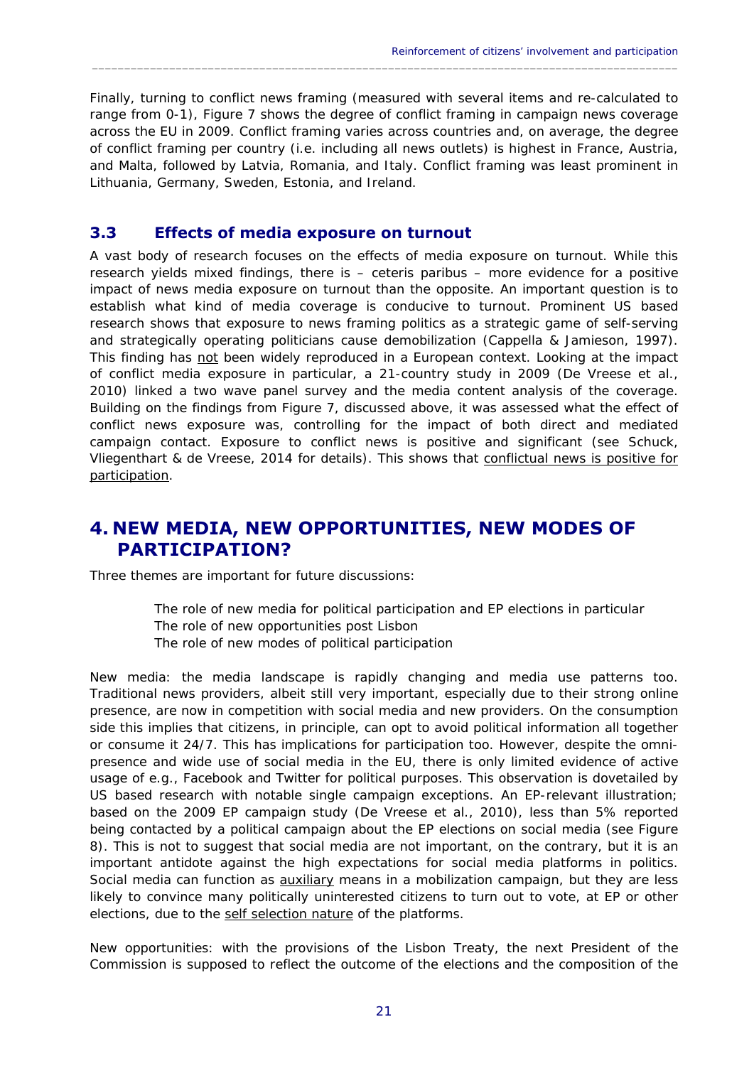Finally, turning to conflict news framing (measured with several items and re-calculated to range from 0-1), Figure 7 shows the degree of conflict framing in campaign news coverage across the EU in 2009. Conflict framing varies across countries and, on average, the degree of conflict framing per country (i.e. including all news outlets) is highest in France, Austria, and Malta, followed by Latvia, Romania, and Italy. Conflict framing was least prominent in Lithuania, Germany, Sweden, Estonia, and Ireland.

## 3.3 Effects of media exposure on turnout

A vast body of research focuses on the effects of media exposure on turnout. While this research yields mixed findings, there is – ceteris paribus – more evidence for a positive impact of news media exposure on turnout than the opposite. An important question is to establish what kind of media coverage is conducive to turnout. Prominent US based research shows that exposure to news framing politics as a strategic game of self-serving and strategically operating politicians cause demobilization (Cappella & Jamieson, 1997). This finding has <u>not</u> been widely reproduced in a European context. Looking at the impact of conflict media exposure in particular, a 21-country study in 2009 (De Vreese et al., 2010) linked a two wave panel survey and the media content analysis of the coverage. Building on the findings from Figure 7, discussed above, it was assessed what the effect of conflict news exposure was, controlling for the impact of both direct and mediated campaign contact. Exposure to conflict news is positive and significant (see Schuck, Vliegenthart & de Vreese, 2014 for details). This shows that <u>conflictual news is positive for participation</u>.

# 4. NEW MEDIA, NEW OPPORTUNITIES, NEW MODES OF PARTICIPATION?

Three themes are important for future discussions:

- The role of new media for political participation and EP elections in particular
- The role of new opportunities post Lisbon
- The role of new modes of political participation

New media: the media landscape is rapidly changing and media use patterns too. Traditional news providers, albeit still very important, especially due to their strong online presence, are now in competition with social media and new providers. On the consumption side this implies that citizens, in principle, can opt to avoid political information all together or consume it 24/7. This has implications for participation too. However, despite the omni-presence and wide use of social media in the EU, there is only limited evidence of active usage of e.g., Facebook and Twitter for political purposes. This observation is dovetailed by US based research with notable single campaign exceptions. An EP-relevant illustration; based on the 2009 EP campaign study (De Vreese et al., 2010), less than 5% reported being contacted by a political campaign about the EP elections on social media (see Figure 8). This is not to suggest that social media are not important, on the contrary, but it is an important antidote against the high expectations for social media platforms in politics. Social media can function as <u>auxiliary</u> means in a mobilization campaign, but they are less likely to convince many politically uninterested citizens to turn out to vote, at EP or other elections, due to the <u>self selection nature</u> of the platforms.

New opportunities: with the provisions of the Lisbon Treaty, the next President of the Commission is supposed to reflect the outcome of the elections and the composition of the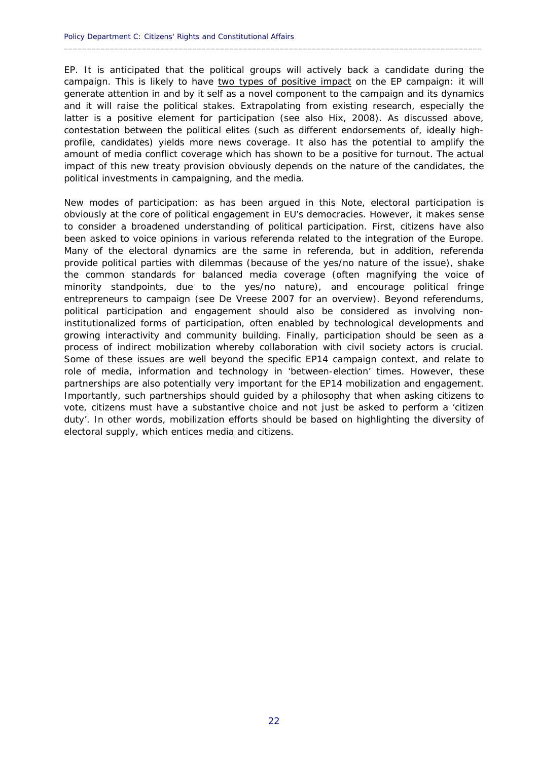EP. It is anticipated that the political groups will actively back a candidate during the campaign. This is likely to have <u>two types of positive impact</u> on the EP campaign: it will generate attention in and by it self as a novel component to the campaign and its dynamics and it will raise the political stakes. Extrapolating from existing research, especially the latter is a positive element for participation (see also Hix, 2008). As discussed above, contestation between the political elites (such as different endorsements of, ideally high-profile, candidates) yields more news coverage. It also has the potential to amplify the amount of media conflict coverage which has shown to be a positive for turnout. The actual impact of this new treaty provision obviously depends on the nature of the candidates, the political investments in campaigning, and the media.

New modes of participation: as has been argued in this Note, electoral participation is obviously at the core of political engagement in EU's democracies. However, it makes sense to consider a broadened understanding of political participation. First, citizens have also been asked to voice opinions in various referenda related to the integration of the Europe. Many of the electoral dynamics are the same in referenda, but in addition, referenda provide political parties with dilemmas (because of the yes/no nature of the issue), shake the common standards for balanced media coverage (often magnifying the voice of minority standpoints, due to the yes/no nature), and encourage political fringe entrepreneurs to campaign (see De Vreese 2007 for an overview). Beyond referendums, political participation and engagement should also be considered as involving non-institutionalized forms of participation, often enabled by technological developments and growing interactivity and community building. Finally, participation should be seen as a process of indirect mobilization whereby collaboration with civil society actors is crucial. Some of these issues are well beyond the specific EP14 campaign context, and relate to role of media, information and technology in 'between-election' times. However, these partnerships are also potentially very important for the EP14 mobilization and engagement. Importantly, such partnerships should guided by a philosophy that when asking citizens to vote, citizens must have a substantive choice and not just be asked to perform a 'citizen duty'. In other words, mobilization efforts should be based on highlighting the diversity of electoral supply, which entices media and citizens.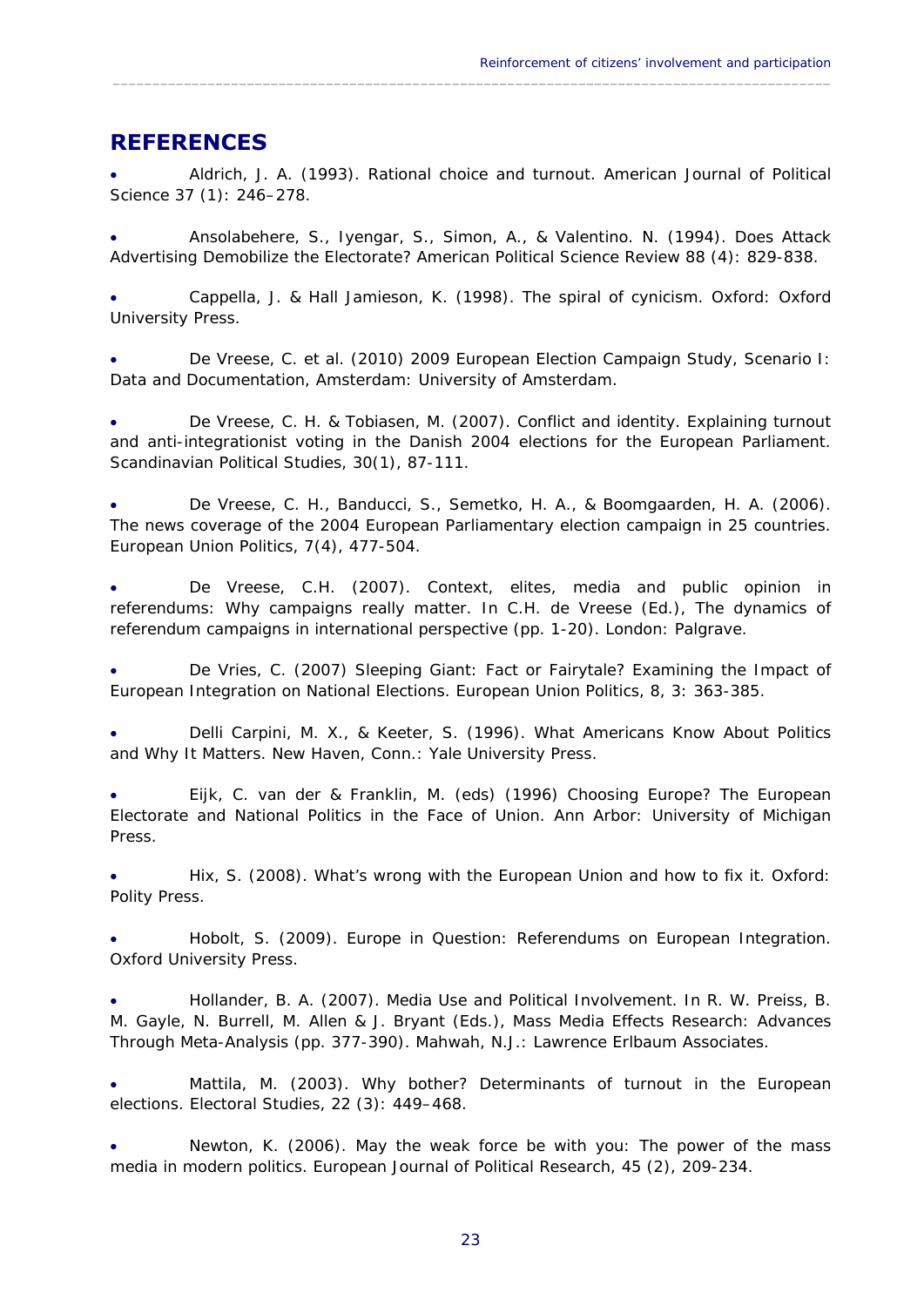## REFERENCES

- Aldrich, J. A. (1993). Rational choice and turnout. American Journal of Political Science 37 (1): 246–278.

- Ansolabehere, S., Iyengar, S., Simon, A., & Valentino. N. (1994). Does Attack Advertising Demobilize the Electorate? American Political Science Review 88 (4): 829-838.

- Cappella, J. & Hall Jamieson, K. (1998). The spiral of cynicism. Oxford: Oxford University Press.

- De Vreese, C. et al. (2010) 2009 European Election Campaign Study, Scenario I: Data and Documentation, Amsterdam: University of Amsterdam.

- De Vreese, C. H. & Tobiasen, M. (2007). Conflict and identity. Explaining turnout and anti-integrationist voting in the Danish 2004 elections for the European Parliament. Scandinavian Political Studies, 30(1), 87-111.

- De Vreese, C. H., Banducci, S., Semetko, H. A., & Boomgaarden, H. A. (2006). The news coverage of the 2004 European Parliamentary election campaign in 25 countries. European Union Politics, 7(4), 477-504.

- De Vreese, C.H. (2007). Context, elites, media and public opinion in referendums: Why campaigns really matter. In C.H. de Vreese (Ed.), The dynamics of referendum campaigns in international perspective (pp. 1-20). London: Palgrave.

- De Vries, C. (2007) Sleeping Giant: Fact or Fairytale? Examining the Impact of European Integration on National Elections. European Union Politics, 8, 3: 363-385.

- Delli Carpini, M. X., & Keeter, S. (1996). What Americans Know About Politics and Why It Matters. New Haven, Conn.: Yale University Press.

- Eijk, C. van der & Franklin, M. (eds) (1996) Choosing Europe? The European Electorate and National Politics in the Face of Union. Ann Arbor: University of Michigan Press.

- Hix, S. (2008). What's wrong with the European Union and how to fix it. Oxford: Polity Press.

- Hobolt, S. (2009). Europe in Question: Referendums on European Integration. Oxford University Press.

- Hollander, B. A. (2007). Media Use and Political Involvement. In R. W. Preiss, B. M. Gayle, N. Burrell, M. Allen & J. Bryant (Eds.), Mass Media Effects Research: Advances Through Meta-Analysis (pp. 377-390). Mahwah, N.J.: Lawrence Erlbaum Associates.

- Mattila, M. (2003). Why bother? Determinants of turnout in the European elections. Electoral Studies, 22 (3): 449–468.

- Newton, K. (2006). May the weak force be with you: The power of the mass media in modern politics. European Journal of Political Research, 45 (2), 209-234.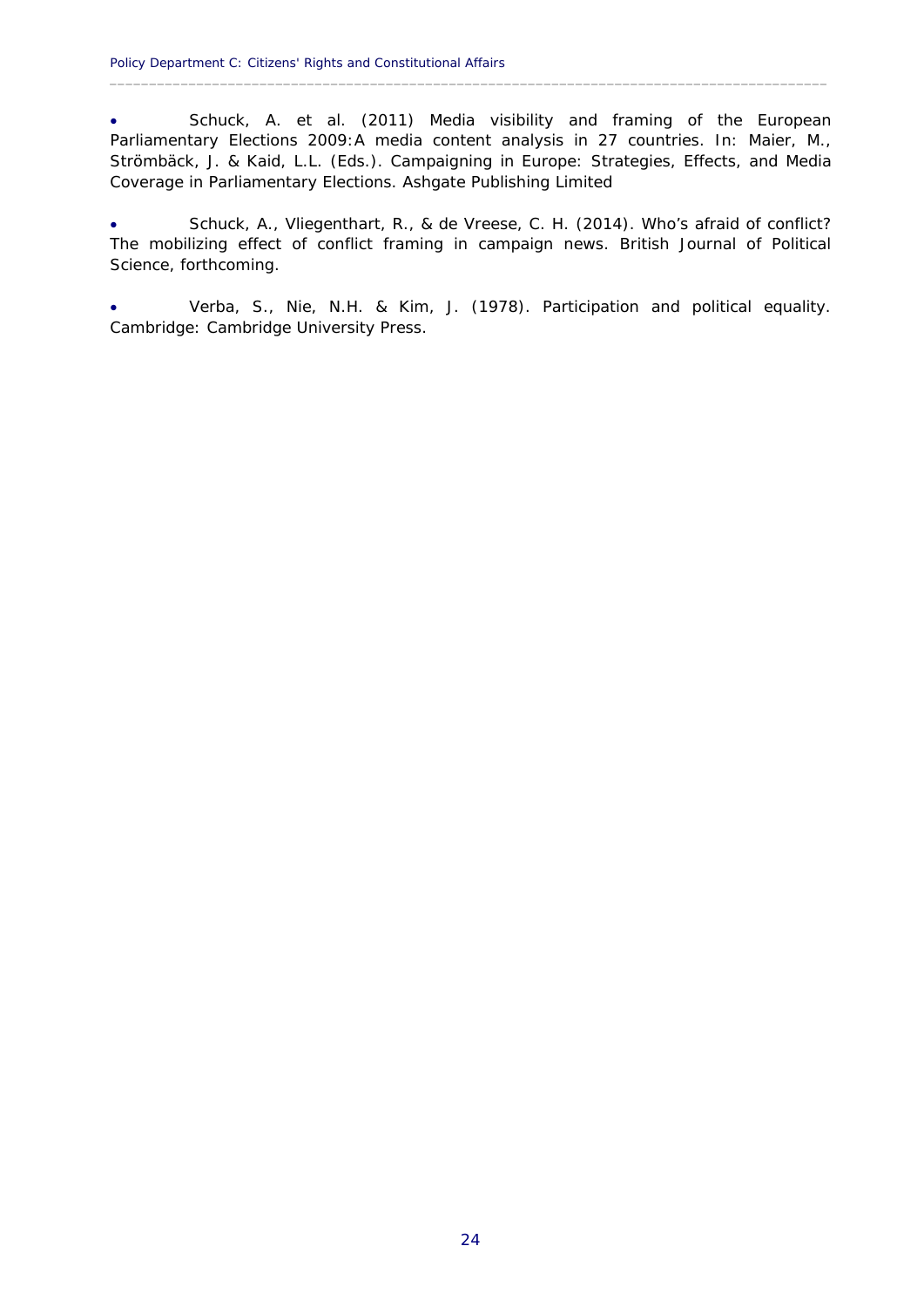- Schuck, A. et al. (2011) Media visibility and framing of the European Parliamentary Elections 2009:A media content analysis in 27 countries. In: Maier, M., Strömbäck, J. & Kaid, L.L. (Eds.). Campaigning in Europe: Strategies, Effects, and Media Coverage in Parliamentary Elections. Ashgate Publishing Limited

- Schuck, A., Vliegenthart, R., & de Vreese, C. H. (2014). Who's afraid of conflict? The mobilizing effect of conflict framing in campaign news. British Journal of Political Science, forthcoming.

- Verba, S., Nie, N.H. & Kim, J. (1978). Participation and political equality. Cambridge: Cambridge University Press.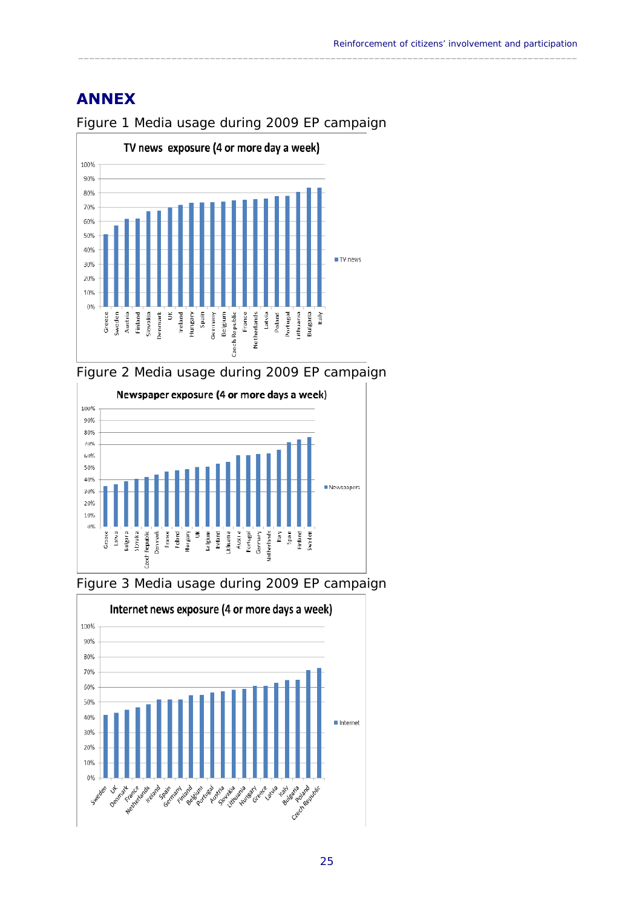# ANNEX

Figure 1 Media usage during 2009 EP campaign

Figure 2 Media usage during 2009 EP campaign

Figure 3 Media usage during 2009 EP campaign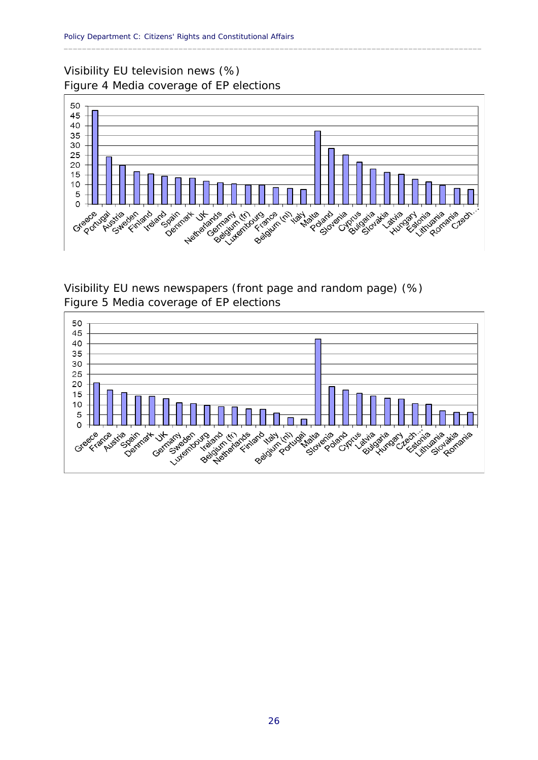Visibility EU television news (%)

Figure 4 Media coverage of EP elections

Visibility EU news newspapers (front page and random page) (%)

Figure 5 Media coverage of EP elections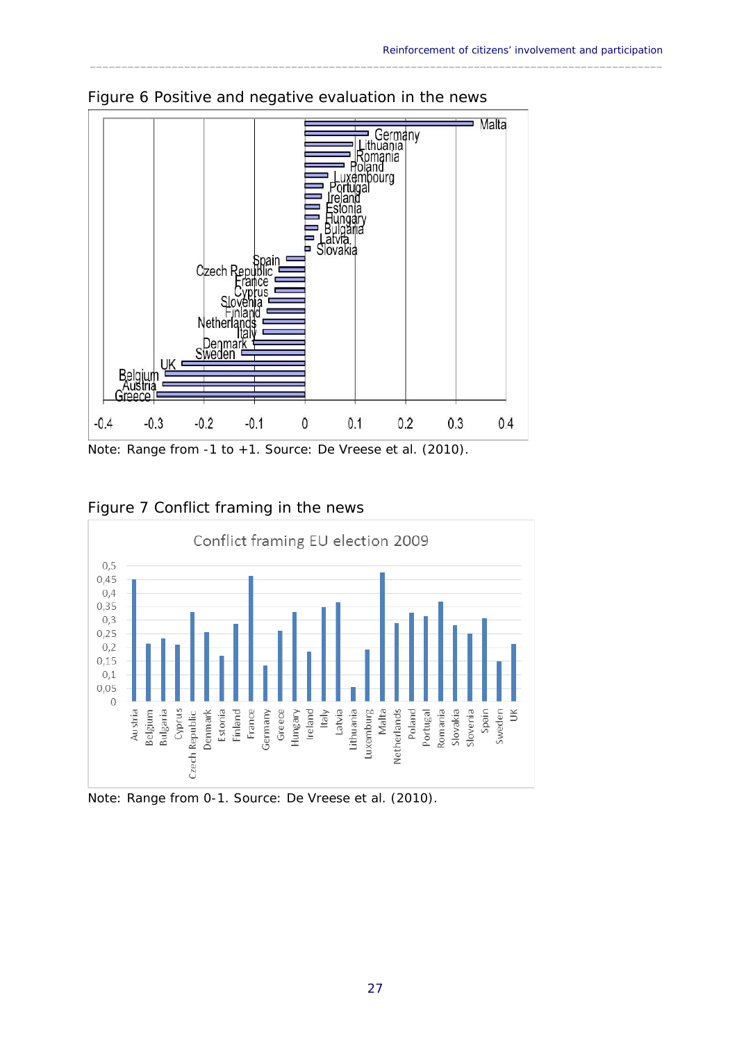Figure 6 Positive and negative evaluation in the news

Note: Range from -1 to +1. Source: De Vreese et al. (2010).

Figure 7 Conflict framing in the news

Note: Range from 0-1. Source: De Vreese et al. (2010).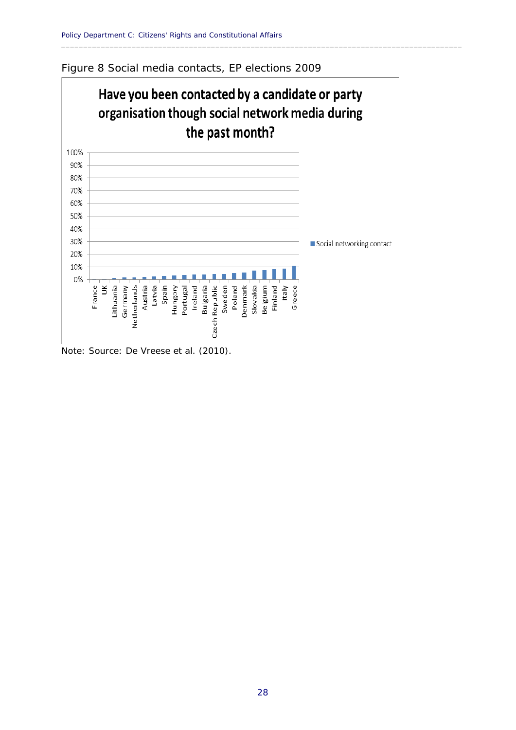Figure 8 Social media contacts, EP elections 2009

Note: Source: De Vreese et al. (2010).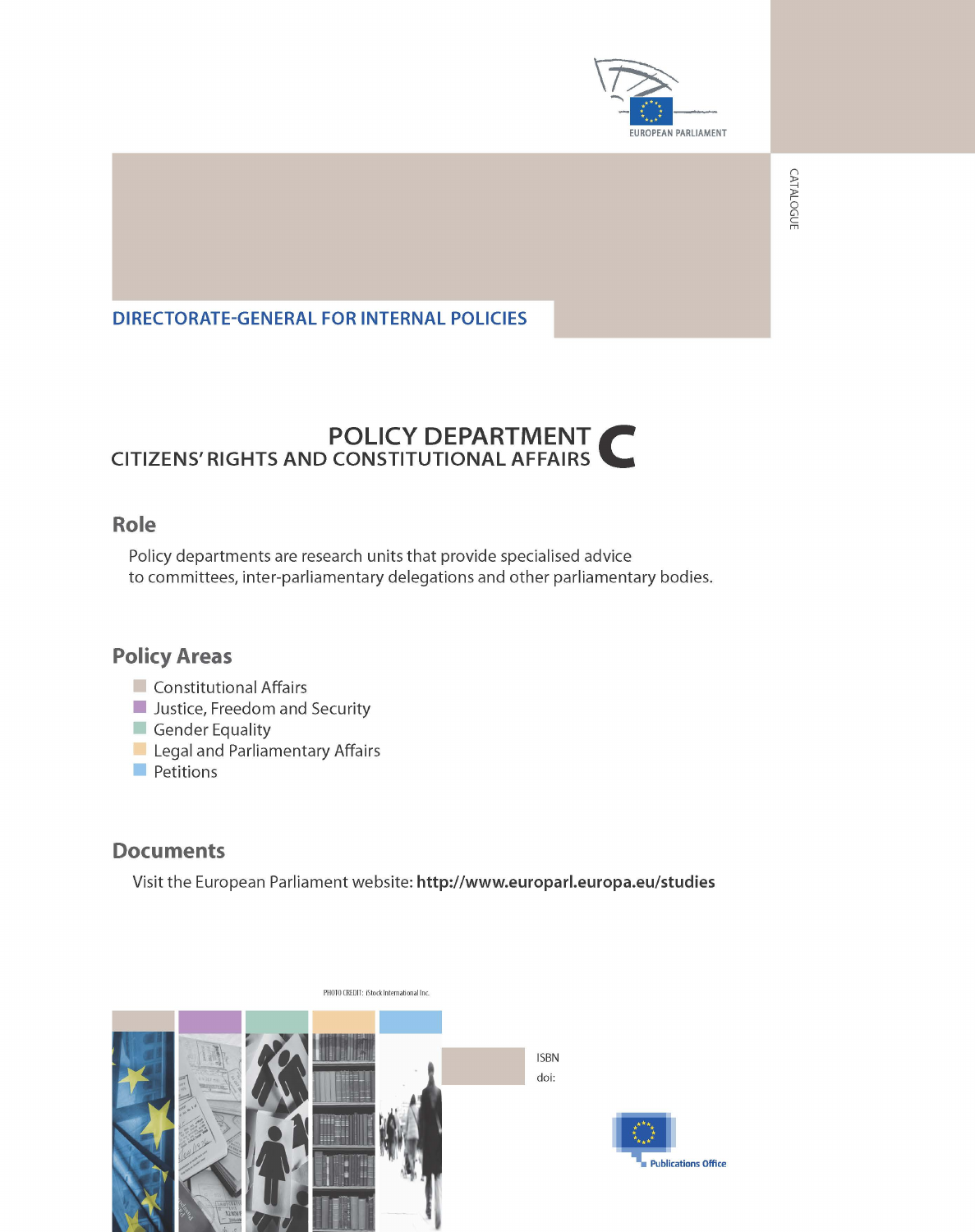EUROPEAN PARLIAMENT

CATALOGUE

DIRECTORATE-GENERAL FOR INTERNAL POLICIES

# POLICY DEPARTMENT C
## CITIZENS' RIGHTS AND CONSTITUTIONAL AFFAIRS

## Role

Policy departments are research units that provide specialised advice to committees, inter-parliamentary delegations and other parliamentary bodies.

## Policy Areas

- Constitutional Affairs
- Justice, Freedom and Security
- Gender Equality
- Legal and Parliamentary Affairs
- Petitions

## Documents

Visit the European Parliament website: **http://www.europarl.europa.eu/studies**

PHOTO CREDIT: iStock International Inc.

ISBN

doi:

Publications Office